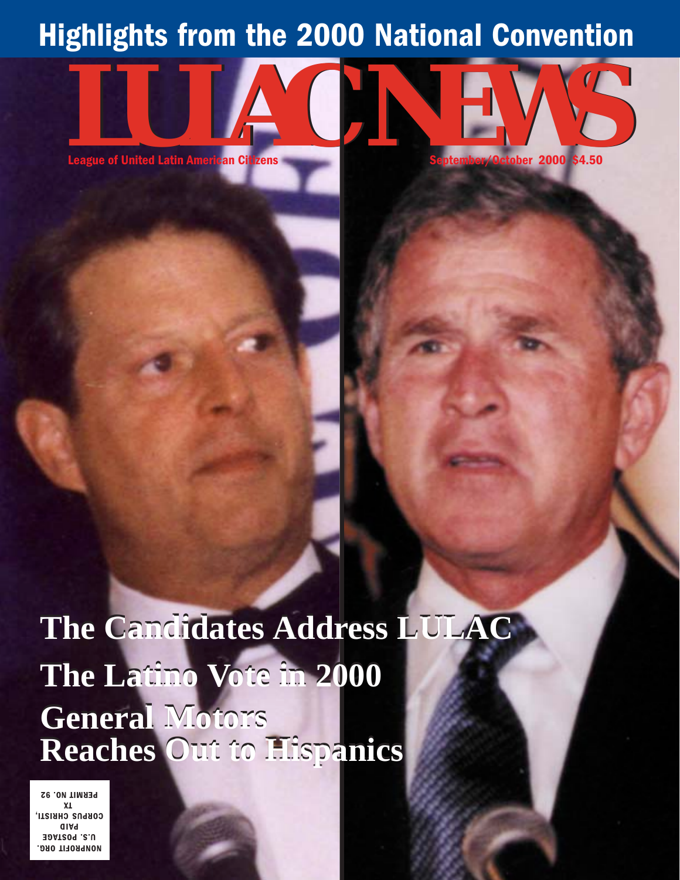# Highlights from the 2000 National Convention

# LULAC NEWS

League of United Latin American Citizens

September/October 2000 $4.50

## The Candidates Address LULAC

## The Latino Vote in 2000

## General Motors Reaches Out to Hispanics

NONPROFIT ORG.
U.S. POSTAGE
PAID
CORPUS CHRISTI,
TX
PERMIT NO. 92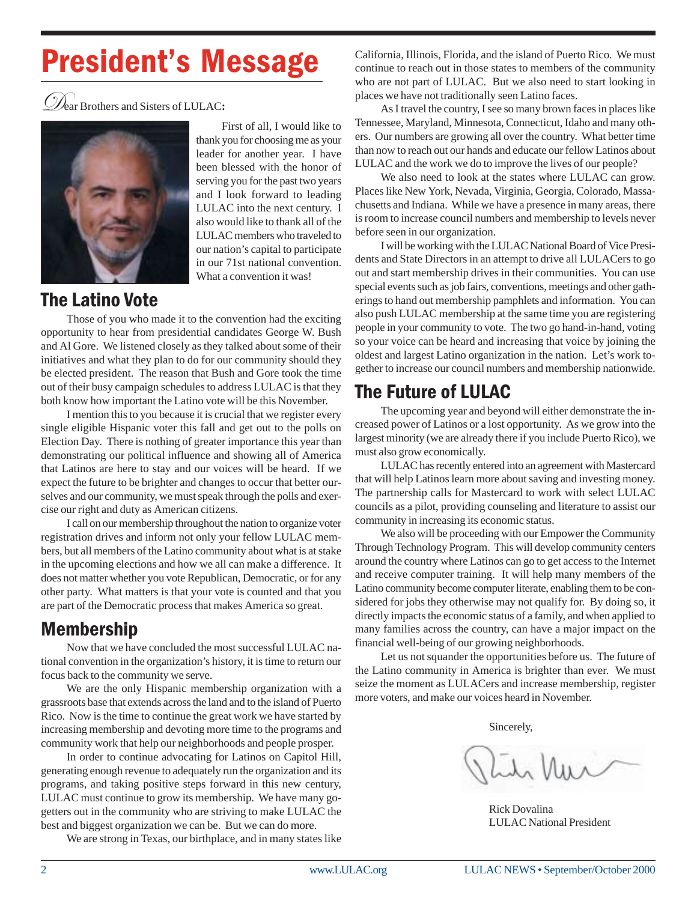# President's Message

Dear Brothers and Sisters of LULAC**:**

First of all, I would like to thank you for choosing me as your leader for another year. I have been blessed with the honor of serving you for the past two years and I look forward to leading LULAC into the next century. I also would like to thank all of the LULAC members who traveled to our nation's capital to participate in our 71st national convention. What a convention it was!

## The Latino Vote

Those of you who made it to the convention had the exciting opportunity to hear from presidential candidates George W. Bush and Al Gore. We listened closely as they talked about some of their initiatives and what they plan to do for our community should they be elected president. The reason that Bush and Gore took the time out of their busy campaign schedules to address LULAC is that they both know how important the Latino vote will be this November.

I mention this to you because it is crucial that we register every single eligible Hispanic voter this fall and get out to the polls on Election Day. There is nothing of greater importance this year than demonstrating our political influence and showing all of America that Latinos are here to stay and our voices will be heard. If we expect the future to be brighter and changes to occur that better ourselves and our community, we must speak through the polls and exercise our right and duty as American citizens.

I call on our membership throughout the nation to organize voter registration drives and inform not only your fellow LULAC members, but all members of the Latino community about what is at stake in the upcoming elections and how we all can make a difference. It does not matter whether you vote Republican, Democratic, or for any other party. What matters is that your vote is counted and that you are part of the Democratic process that makes America so great.

## Membership

Now that we have concluded the most successful LULAC national convention in the organization's history, it is time to return our focus back to the community we serve.

We are the only Hispanic membership organization with a grassroots base that extends across the land and to the island of Puerto Rico. Now is the time to continue the great work we have started by increasing membership and devoting more time to the programs and community work that help our neighborhoods and people prosper.

In order to continue advocating for Latinos on Capitol Hill, generating enough revenue to adequately run the organization and its programs, and taking positive steps forward in this new century, LULAC must continue to grow its membership. We have many go-getters out in the community who are striving to make LULAC the best and biggest organization we can be. But we can do more.

We are strong in Texas, our birthplace, and in many states like California, Illinois, Florida, and the island of Puerto Rico. We must continue to reach out in those states to members of the community who are not part of LULAC. But we also need to start looking in places we have not traditionally seen Latino faces.

As I travel the country, I see so many brown faces in places like Tennessee, Maryland, Minnesota, Connecticut, Idaho and many others. Our numbers are growing all over the country. What better time than now to reach out our hands and educate our fellow Latinos about LULAC and the work we do to improve the lives of our people?

We also need to look at the states where LULAC can grow. Places like New York, Nevada, Virginia, Georgia, Colorado, Massachusetts and Indiana. While we have a presence in many areas, there is room to increase council numbers and membership to levels never before seen in our organization.

I will be working with the LULAC National Board of Vice Presidents and State Directors in an attempt to drive all LULACers to go out and start membership drives in their communities. You can use special events such as job fairs, conventions, meetings and other gatherings to hand out membership pamphlets and information. You can also push LULAC membership at the same time you are registering people in your community to vote. The two go hand-in-hand, voting so your voice can be heard and increasing that voice by joining the oldest and largest Latino organization in the nation. Let's work together to increase our council numbers and membership nationwide.

## The Future of LULAC

The upcoming year and beyond will either demonstrate the increased power of Latinos or a lost opportunity. As we grow into the largest minority (we are already there if you include Puerto Rico), we must also grow economically.

LULAC has recently entered into an agreement with Mastercard that will help Latinos learn more about saving and investing money. The partnership calls for Mastercard to work with select LULAC councils as a pilot, providing counseling and literature to assist our community in increasing its economic status.

We also will be proceeding with our Empower the Community Through Technology Program. This will develop community centers around the country where Latinos can go to get access to the Internet and receive computer training. It will help many members of the Latino community become computer literate, enabling them to be considered for jobs they otherwise may not qualify for. By doing so, it directly impacts the economic status of a family, and when applied to many families across the country, can have a major impact on the financial well-being of our growing neighborhoods.

Let us not squander the opportunities before us. The future of the Latino community in America is brighter than ever. We must seize the moment as LULACers and increase membership, register more voters, and make our voices heard in November.

Sincerely,

Rick Dovalina
LULAC National President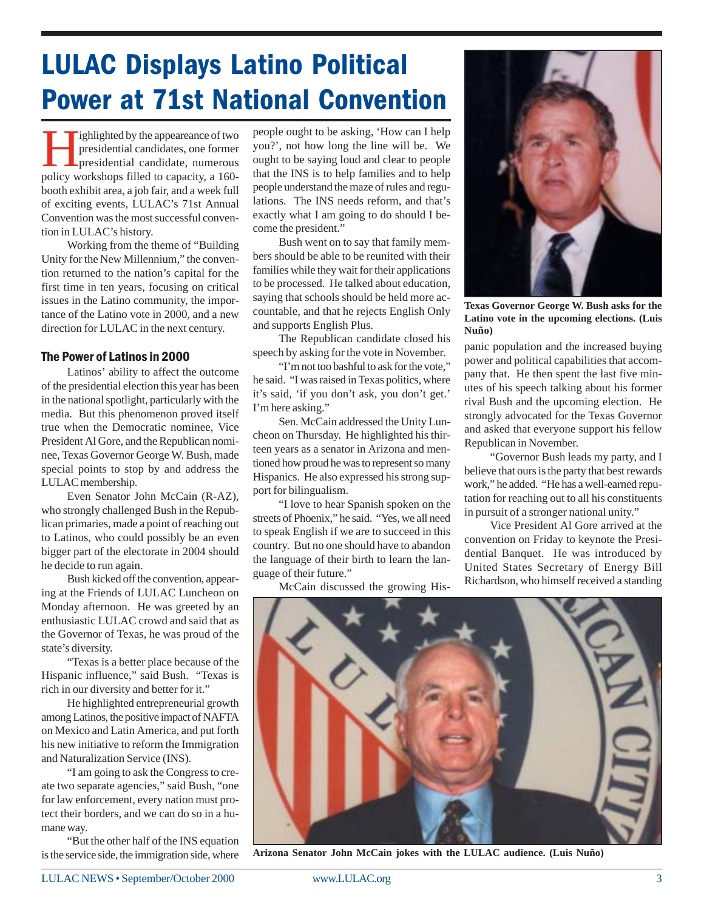# LULAC Displays Latino Political Power at 71st National Convention

Highlighted by the appeareance of two presidential candidates, one former presidential candidate, numerous policy workshops filled to capacity, a 160-booth exhibit area, a job fair, and a week full of exciting events, LULAC's 71st Annual Convention was the most successful convention in LULAC's history.

Working from the theme of "Building Unity for the New Millennium," the convention returned to the nation's capital for the first time in ten years, focusing on critical issues in the Latino community, the importance of the Latino vote in 2000, and a new direction for LULAC in the next century.

### The Power of Latinos in 2000

Latinos' ability to affect the outcome of the presidential election this year has been in the national spotlight, particularly with the media. But this phenomenon proved itself true when the Democratic nominee, Vice President Al Gore, and the Republican nominee, Texas Governor George W. Bush, made special points to stop by and address the LULAC membership.

Even Senator John McCain (R-AZ), who strongly challenged Bush in the Republican primaries, made a point of reaching out to Latinos, who could possibly be an even bigger part of the electorate in 2004 should he decide to run again.

Bush kicked off the convention, appearing at the Friends of LULAC Luncheon on Monday afternoon. He was greeted by an enthusiastic LULAC crowd and said that as the Governor of Texas, he was proud of the state's diversity.

"Texas is a better place because of the Hispanic influence," said Bush. "Texas is rich in our diversity and better for it."

He highlighted entrepreneurial growth among Latinos, the positive impact of NAFTA on Mexico and Latin America, and put forth his new initiative to reform the Immigration and Naturalization Service (INS).

"I am going to ask the Congress to create two separate agencies," said Bush, "one for law enforcement, every nation must protect their borders, and we can do so in a humane way.

"But the other half of the INS equation is the service side, the immigration side, where people ought to be asking, 'How can I help you?', not how long the line will be. We ought to be saying loud and clear to people that the INS is to help families and to help people understand the maze of rules and regulations. The INS needs reform, and that's exactly what I am going to do should I become the president."

Bush went on to say that family members should be able to be reunited with their families while they wait for their applications to be processed. He talked about education, saying that schools should be held more accountable, and that he rejects English Only and supports English Plus.

The Republican candidate closed his speech by asking for the vote in November.

"I'm not too bashful to ask for the vote," he said. "I was raised in Texas politics, where it's said, 'if you don't ask, you don't get.' I'm here asking."

Sen. McCain addressed the Unity Luncheon on Thursday. He highlighted his thirteen years as a senator in Arizona and mentioned how proud he was to represent so many Hispanics. He also expressed his strong support for bilingualism.

"I love to hear Spanish spoken on the streets of Phoenix," he said. "Yes, we all need to speak English if we are to succeed in this country. But no one should have to abandon the language of their birth to learn the language of their future."

McCain discussed the growing Hispanic population and the increased buying power and political capabilities that accompany that. He then spent the last five minutes of his speech talking about his former rival Bush and the upcoming election. He strongly advocated for the Texas Governor and asked that everyone support his fellow Republican in November.

"Governor Bush leads my party, and I believe that ours is the party that best rewards work," he added. "He has a well-earned reputation for reaching out to all his constituents in pursuit of a stronger national unity."

Vice President Al Gore arrived at the convention on Friday to keynote the Presidential Banquet. He was introduced by United States Secretary of Energy Bill Richardson, who himself received a standing

**Texas Governor George W. Bush asks for the Latino vote in the upcoming elections. (Luis Nuño)**

**Arizona Senator John McCain jokes with the LULAC audience. (Luis Nuño)**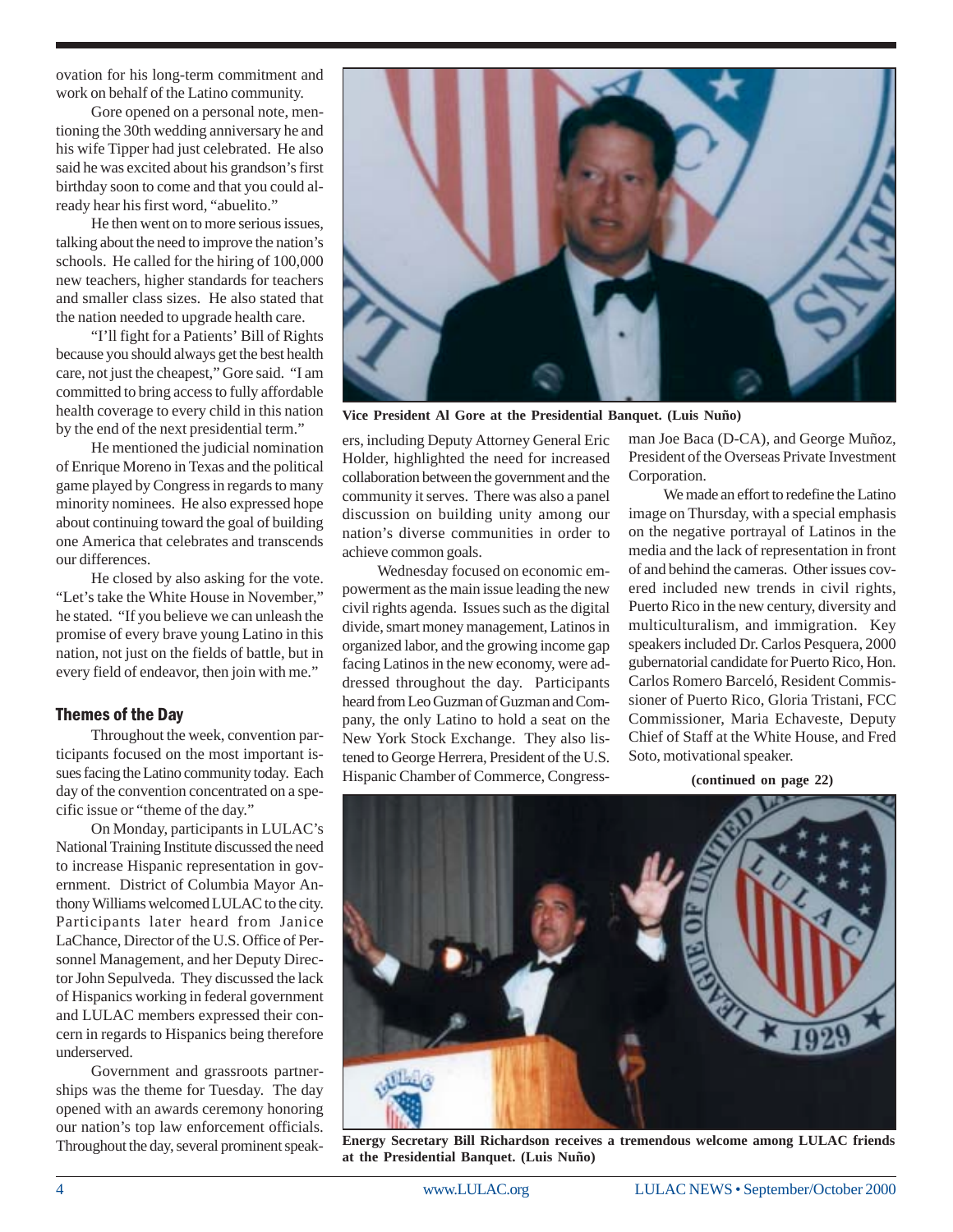ovation for his long-term commitment and work on behalf of the Latino community.

Gore opened on a personal note, mentioning the 30th wedding anniversary he and his wife Tipper had just celebrated. He also said he was excited about his grandson's first birthday soon to come and that you could already hear his first word, "abuelito."

He then went on to more serious issues, talking about the need to improve the nation's schools. He called for the hiring of 100,000 new teachers, higher standards for teachers and smaller class sizes. He also stated that the nation needed to upgrade health care.

"I'll fight for a Patients' Bill of Rights because you should always get the best health care, not just the cheapest," Gore said. "I am committed to bring access to fully affordable health coverage to every child in this nation by the end of the next presidential term."

He mentioned the judicial nomination of Enrique Moreno in Texas and the political game played by Congress in regards to many minority nominees. He also expressed hope about continuing toward the goal of building one America that celebrates and transcends our differences.

He closed by also asking for the vote. "Let's take the White House in November," he stated. "If you believe we can unleash the promise of every brave young Latino in this nation, not just on the fields of battle, but in every field of endeavor, then join with me."

### Themes of the Day

Throughout the week, convention participants focused on the most important issues facing the Latino community today. Each day of the convention concentrated on a specific issue or "theme of the day."

On Monday, participants in LULAC's National Training Institute discussed the need to increase Hispanic representation in government. District of Columbia Mayor Anthony Williams welcomed LULAC to the city. Participants later heard from Janice LaChance, Director of the U.S. Office of Personnel Management, and her Deputy Director John Sepulveda. They discussed the lack of Hispanics working in federal government and LULAC members expressed their concern in regards to Hispanics being therefore underserved.

Government and grassroots partnerships was the theme for Tuesday. The day opened with an awards ceremony honoring our nation's top law enforcement officials. Throughout the day, several prominent speakers, including Deputy Attorney General Eric Holder, highlighted the need for increased collaboration between the government and the community it serves. There was also a panel discussion on building unity among our nation's diverse communities in order to achieve common goals.

**Vice President Al Gore at the Presidential Banquet. (Luis Nuño)**

Wednesday focused on economic empowerment as the main issue leading the new civil rights agenda. Issues such as the digital divide, smart money management, Latinos in organized labor, and the growing income gap facing Latinos in the new economy, were addressed throughout the day. Participants heard from Leo Guzman of Guzman and Company, the only Latino to hold a seat on the New York Stock Exchange. They also listened to George Herrera, President of the U.S. Hispanic Chamber of Commerce, Congressman Joe Baca (D-CA), and George Muñoz, President of the Overseas Private Investment Corporation.

We made an effort to redefine the Latino image on Thursday, with a special emphasis on the negative portrayal of Latinos in the media and the lack of representation in front of and behind the cameras. Other issues covered included new trends in civil rights, Puerto Rico in the new century, diversity and multiculturalism, and immigration. Key speakers included Dr. Carlos Pesquera, 2000 gubernatorial candidate for Puerto Rico, Hon. Carlos Romero Barceló, Resident Commissioner of Puerto Rico, Gloria Tristani, FCC Commissioner, Maria Echaveste, Deputy Chief of Staff at the White House, and Fred Soto, motivational speaker.

**(continued on page 22)**

**Energy Secretary Bill Richardson receives a tremendous welcome among LULAC friends at the Presidential Banquet. (Luis Nuño)**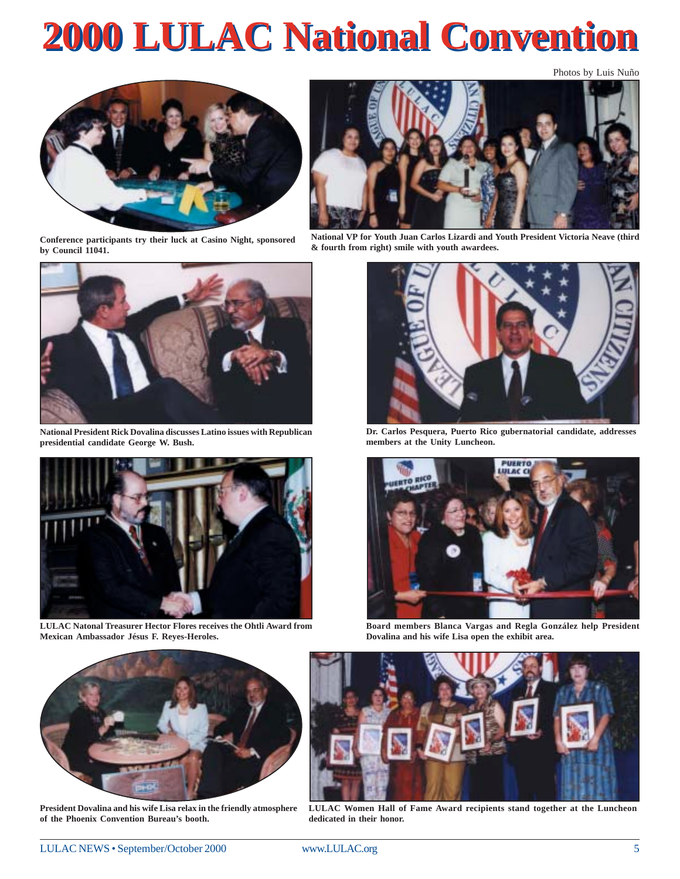# 2000 LULAC National Convention

Photos by Luis Nuño

Conference participants try their luck at Casino Night, sponsored by Council 11041.

National VP for Youth Juan Carlos Lizardi and Youth President Victoria Neave (third & fourth from right) smile with youth awardees.

National President Rick Dovalina discusses Latino issues with Republican presidential candidate George W. Bush.

Dr. Carlos Pesquera, Puerto Rico gubernatorial candidate, addresses members at the Unity Luncheon.

LULAC Natonal Treasurer Hector Flores receives the Ohtli Award from Mexican Ambassador Jésus F. Reyes-Heroles.

Board members Blanca Vargas and Regla González help President Dovalina and his wife Lisa open the exhibit area.

President Dovalina and his wife Lisa relax in the friendly atmosphere of the Phoenix Convention Bureau's booth.

LULAC Women Hall of Fame Award recipients stand together at the Luncheon dedicated in their honor.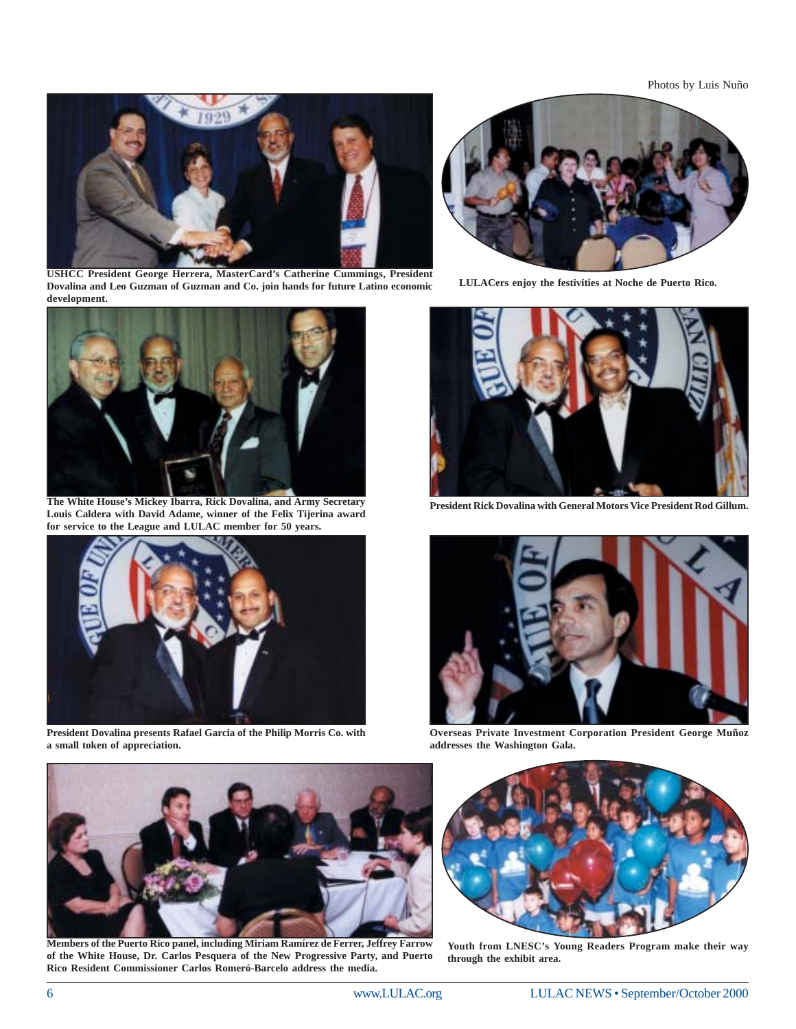Photos by Luis Nuño

**USHCC President George Herrera, MasterCard's Catherine Cummings, President Dovalina and Leo Guzman of Guzman and Co. join hands for future Latino economic development.**

**LULACers enjoy the festivities at Noche de Puerto Rico.**

**The White House's Mickey Ibarra, Rick Dovalina, and Army Secretary Louis Caldera with David Adame, winner of the Felix Tijerina award for service to the League and LULAC member for 50 years.**

**President Rick Dovalina with General Motors Vice President Rod Gillum.**

**President Dovalina presents Rafael Garcia of the Philip Morris Co. with a small token of appreciation.**

**Overseas Private Investment Corporation President George Muñoz addresses the Washington Gala.**

**Members of the Puerto Rico panel, including Miriam Ramírez de Ferrer, Jeffrey Farrow of the White House, Dr. Carlos Pesquera of the New Progressive Party, and Puerto Rico Resident Commissioner Carlos Romeró-Barcelo address the media.**

**Youth from LNESC's Young Readers Program make their way through the exhibit area.**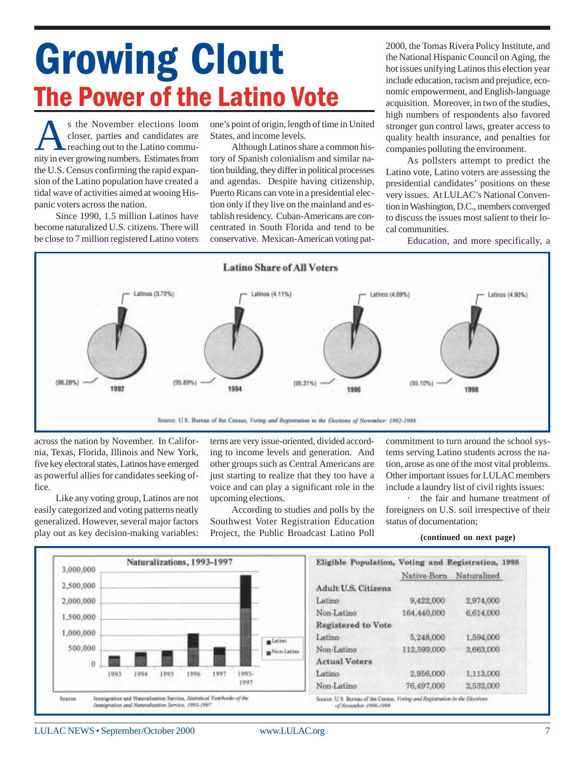# Growing Clout

## The Power of the Latino Vote

As the November elections loom closer, parties and candidates are reaching out to the Latino community in ever growing numbers. Estimates from the U.S. Census confirming the rapid expansion of the Latino population have created a tidal wave of activities aimed at wooing Hispanic voters across the nation.

Since 1990, 1.5 million Latinos have become naturalized U.S. citizens. There will be close to 7 million registered Latino voters across the nation by November. In California, Texas, Florida, Illinois and New York, five key electoral states, Latinos have emerged as powerful allies for candidates seeking office.

Like any voting group, Latinos are not easily categorized and voting patterns neatly generalized. However, several major factors play out as key decision-making variables: one's point of origin, length of time in United States, and income levels.

Although Latinos share a common history of Spanish colonialism and similar nation building, they differ in political processes and agendas. Despite having citizenship, Puerto Ricans can vote in a presidential election only if they live on the mainland and establish residency. Cuban-Americans are concentrated in South Florida and tend to be conservative. Mexican-American voting patterns are very issue-oriented, divided according to income levels and generation. And other groups such as Central Americans are just starting to realize that they too have a voice and can play a significant role in the upcoming elections.

According to studies and polls by the Southwest Voter Registration Education Project, the Public Broadcast Latino Poll 2000, the Tomas Rivera Policy Institute, and the National Hispanic Council on Aging, the hot issues unifying Latinos this election year include education, racism and prejudice, economic empowerment, and English-language acquisition. Moreover, in two of the studies, high numbers of respondents also favored stronger gun control laws, greater access to quality health insurance, and penalties for companies polluting the environment.

As pollsters attempt to predict the Latino vote, Latino voters are assessing the presidential candidates' positions on these very issues. At LULAC's National Convention in Washington, D.C., members converged to discuss the issues most salient to their local communities.

Education, and more specifically, a commitment to turn around the school systems serving Latino students across the nation, arose as one of the most vital problems. Other important issues for LULAC members include a laundry list of civil rights issues:

· the fair and humane treatment of foreigners on U.S. soil irrespective of their status of documentation;

**(continued on next page)**

**Latino Share of All Voters**

| Year | Latinos | Non-Latinos |
|---|---|---|
| 1992 | 3.72% | 96.28% |
| 1994 | 4.11% | 95.89% |
| 1996 | 4.69% | 95.31% |
| 1998 | 4.90% | 95.10% |

Source: U.S. Bureau of the Census, *Voting and Registration in the Elections of November: 1992-1998*

**Naturalizations, 1993-1997**

(Bar chart: Latino and Non-Latino naturalizations for 1993, 1994, 1995, 1996, 1997, and 1993-1997; y-axis 0 to 3,000,000)

Source: Immigration and Naturalization Service, *Statistical Yearbooks of the Immigration and Naturalization Service, 1993-1997*

**Eligible Population, Voting and Registration, 1998**

| | Native-Born | Naturalized |
|---|---|---|
| **Adult U.S. Citizens** | | |
| Latino | 9,422,000 | 2,974,000 |
| Non-Latino | 164,440,000 | 6,614,000 |
| **Registered to Vote** | | |
| Latino | 5,248,000 | 1,594,000 |
| Non-Latino | 112,599,000 | 3,663,000 |
| **Actual Voters** | | |
| Latino | 2,956,000 | 1,113,000 |
| Non-Latino | 76,497,000 | 2,532,000 |

Source: U.S. Bureau of the Census, *Voting and Registration in the Elections of November: 1996-1998*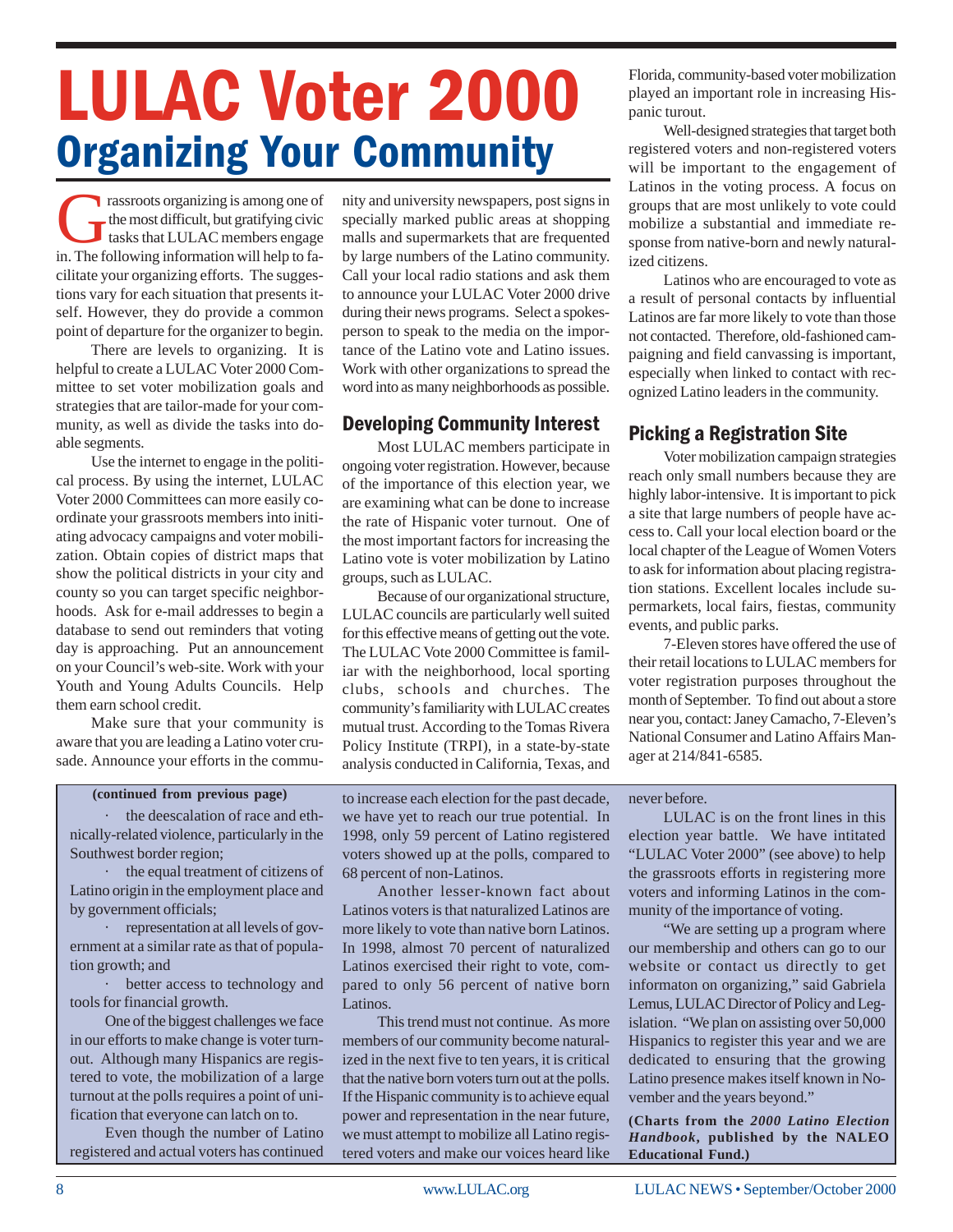# LULAC Voter 2000

## Organizing Your Community

Grassroots organizing is among one of the most difficult, but gratifying civic tasks that LULAC members engage in. The following information will help to facilitate your organizing efforts. The suggestions vary for each situation that presents itself. However, they do provide a common point of departure for the organizer to begin.

There are levels to organizing. It is helpful to create a LULAC Voter 2000 Committee to set voter mobilization goals and strategies that are tailor-made for your community, as well as divide the tasks into doable segments.

Use the internet to engage in the political process. By using the internet, LULAC Voter 2000 Committees can more easily coordinate your grassroots members into initiating advocacy campaigns and voter mobilization. Obtain copies of district maps that show the political districts in your city and county so you can target specific neighborhoods. Ask for e-mail addresses to begin a database to send out reminders that voting day is approaching. Put an announcement on your Council's web-site. Work with your Youth and Young Adults Councils. Help them earn school credit.

Make sure that your community is aware that you are leading a Latino voter crusade. Announce your efforts in the community and university newspapers, post signs in specially marked public areas at shopping malls and supermarkets that are frequented by large numbers of the Latino community. Call your local radio stations and ask them to announce your LULAC Voter 2000 drive during their news programs. Select a spokesperson to speak to the media on the importance of the Latino vote and Latino issues. Work with other organizations to spread the word into as many neighborhoods as possible.

### Developing Community Interest

Most LULAC members participate in ongoing voter registration. However, because of the importance of this election year, we are examining what can be done to increase the rate of Hispanic voter turnout. One of the most important factors for increasing the Latino vote is voter mobilization by Latino groups, such as LULAC.

Because of our organizational structure, LULAC councils are particularly well suited for this effective means of getting out the vote. The LULAC Vote 2000 Committee is familiar with the neighborhood, local sporting clubs, schools and churches. The community's familiarity with LULAC creates mutual trust. According to the Tomas Rivera Policy Institute (TRPI), in a state-by-state analysis conducted in California, Texas, and Florida, community-based voter mobilization played an important role in increasing Hispanic turout.

Well-designed strategies that target both registered voters and non-registered voters will be important to the engagement of Latinos in the voting process. A focus on groups that are most unlikely to vote could mobilize a substantial and immediate response from native-born and newly naturalized citizens.

Latinos who are encouraged to vote as a result of personal contacts by influential Latinos are far more likely to vote than those not contacted. Therefore, old-fashioned campaigning and field canvassing is important, especially when linked to contact with recognized Latino leaders in the community.

### Picking a Registration Site

Voter mobilization campaign strategies reach only small numbers because they are highly labor-intensive. It is important to pick a site that large numbers of people have access to. Call your local election board or the local chapter of the League of Women Voters to ask for information about placing registration stations. Excellent locales include supermarkets, local fairs, fiestas, community events, and public parks.

7-Eleven stores have offered the use of their retail locations to LULAC members for voter registration purposes throughout the month of September. To find out about a store near you, contact: Janey Camacho, 7-Eleven's National Consumer and Latino Affairs Manager at 214/841-6585.

---

**(continued from previous page)**

- the deescalation of race and ethnically-related violence, particularly in the Southwest border region;
- the equal treatment of citizens of Latino origin in the employment place and by government officials;
- representation at all levels of government at a similar rate as that of population growth; and
- better access to technology and tools for financial growth.

One of the biggest challenges we face in our efforts to make change is voter turnout. Although many Hispanics are registered to vote, the mobilization of a large turnout at the polls requires a point of unification that everyone can latch on to.

Even though the number of Latino registered and actual voters has continued to increase each election for the past decade, we have yet to reach our true potential. In 1998, only 59 percent of Latino registered voters showed up at the polls, compared to 68 percent of non-Latinos.

Another lesser-known fact about Latinos voters is that naturalized Latinos are more likely to vote than native born Latinos. In 1998, almost 70 percent of naturalized Latinos exercised their right to vote, compared to only 56 percent of native born Latinos.

This trend must not continue. As more members of our community become naturalized in the next five to ten years, it is critical that the native born voters turn out at the polls. If the Hispanic community is to achieve equal power and representation in the near future, we must attempt to mobilize all Latino registered voters and make our voices heard like never before.

LULAC is on the front lines in this election year battle. We have intitated "LULAC Voter 2000" (see above) to help the grassroots efforts in registering more voters and informing Latinos in the community of the importance of voting.

"We are setting up a program where our membership and others can go to our website or contact us directly to get informaton on organizing," said Gabriela Lemus, LULAC Director of Policy and Legislation. "We plan on assisting over 50,000 Hispanics to register this year and we are dedicated to ensuring that the growing Latino presence makes itself known in November and the years beyond."

**(Charts from the *2000 Latino Election Handbook*, published by the NALEO Educational Fund.)**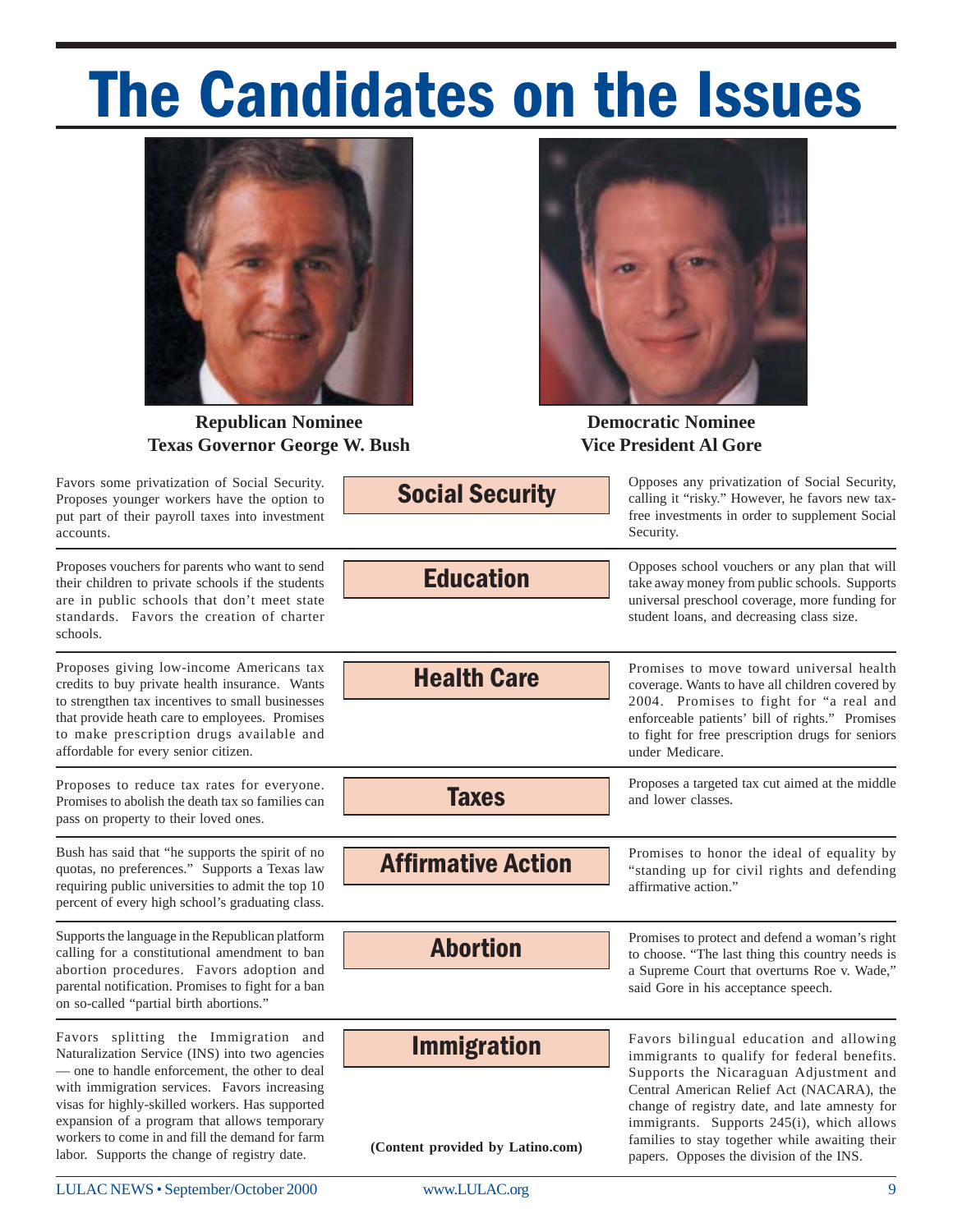# The Candidates on the Issues

**Republican Nominee**
**Texas Governor George W. Bush**

**Democratic Nominee**
**Vice President Al Gore**

| Republican Nominee Texas Governor George W. Bush | Issue | Democratic Nominee Vice President Al Gore |
|---|---|---|
| Favors some privatization of Social Security. Proposes younger workers have the option to put part of their payroll taxes into investment accounts. | **Social Security** | Opposes any privatization of Social Security, calling it "risky." However, he favors new tax-free investments in order to supplement Social Security. |
| Proposes vouchers for parents who want to send their children to private schools if the students are in public schools that don't meet state standards. Favors the creation of charter schools. | **Education** | Opposes school vouchers or any plan that will take away money from public schools. Supports universal preschool coverage, more funding for student loans, and decreasing class size. |
| Proposes giving low-income Americans tax credits to buy private health insurance. Wants to strengthen tax incentives to small businesses that provide heath care to employees. Promises to make prescription drugs available and affordable for every senior citizen. | **Health Care** | Promises to move toward universal health coverage. Wants to have all children covered by 2004. Promises to fight for "a real and enforceable patients' bill of rights." Promises to fight for free prescription drugs for seniors under Medicare. |
| Proposes to reduce tax rates for everyone. Promises to abolish the death tax so families can pass on property to their loved ones. | **Taxes** | Proposes a targeted tax cut aimed at the middle and lower classes. |
| Bush has said that "he supports the spirit of no quotas, no preferences." Supports a Texas law requiring public universities to admit the top 10 percent of every high school's graduating class. | **Affirmative Action** | Promises to honor the ideal of equality by "standing up for civil rights and defending affirmative action." |
| Supports the language in the Republican platform calling for a constitutional amendment to ban abortion procedures. Favors adoption and parental notification. Promises to fight for a ban on so-called "partial birth abortions." | **Abortion** | Promises to protect and defend a woman's right to choose. "The last thing this country needs is a Supreme Court that overturns Roe v. Wade," said Gore in his acceptance speech. |
| Favors splitting the Immigration and Naturalization Service (INS) into two agencies — one to handle enforcement, the other to deal with immigration services. Favors increasing visas for highly-skilled workers. Has supported expansion of a program that allows temporary workers to come in and fill the demand for farm labor. Supports the change of registry date. | **Immigration** | Favors bilingual education and allowing immigrants to qualify for federal benefits. Supports the Nicaraguan Adjustment and Central American Relief Act (NACARA), the change of registry date, and late amnesty for immigrants. Supports 245(i), which allows families to stay together while awaiting their papers. Opposes the division of the INS. |

**(Content provided by Latino.com)**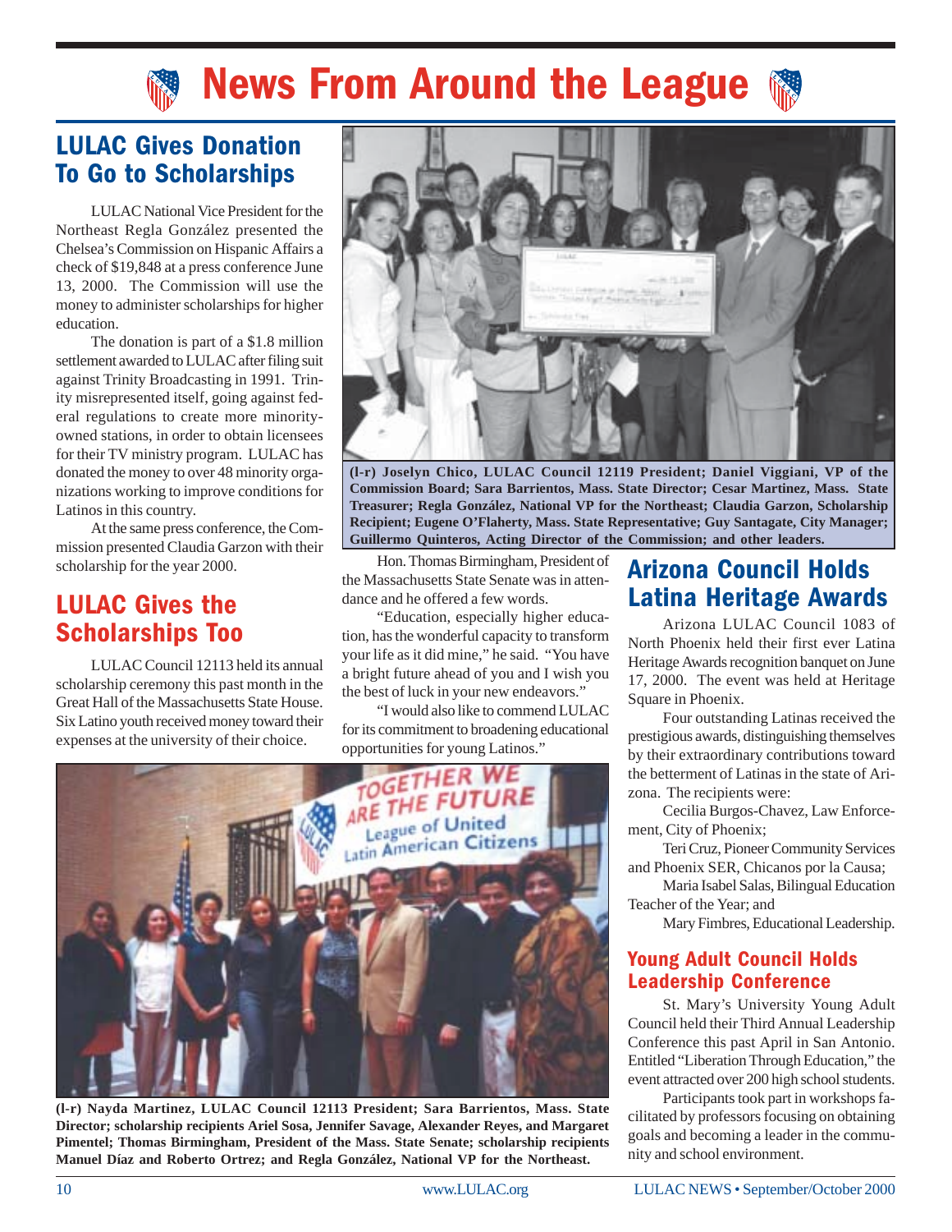# News From Around the League

## LULAC Gives Donation To Go to Scholarships

LULAC National Vice President for the Northeast Regla González presented the Chelsea's Commission on Hispanic Affairs a check of $19,848 at a press conference June 13, 2000. The Commission will use the money to administer scholarships for higher education.

The donation is part of a $1.8 million settlement awarded to LULAC after filing suit against Trinity Broadcasting in 1991. Trinity misrepresented itself, going against federal regulations to create more minority-owned stations, in order to obtain licensees for their TV ministry program. LULAC has donated the money to over 48 minority organizations working to improve conditions for Latinos in this country.

At the same press conference, the Commission presented Claudia Garzon with their scholarship for the year 2000.

**(l-r) Joselyn Chico, LULAC Council 12119 President; Daniel Viggiani, VP of the Commission Board; Sara Barrientos, Mass. State Director; Cesar Martinez, Mass. State Treasurer; Regla González, National VP for the Northeast; Claudia Garzon, Scholarship Recipient; Eugene O'Flaherty, Mass. State Representative; Guy Santagate, City Manager; Guillermo Quinteros, Acting Director of the Commission; and other leaders.**

## LULAC Gives the Scholarships Too

LULAC Council 12113 held its annual scholarship ceremony this past month in the Great Hall of the Massachusetts State House. Six Latino youth received money toward their expenses at the university of their choice.

Hon. Thomas Birmingham, President of the Massachusetts State Senate was in attendance and he offered a few words.

"Education, especially higher education, has the wonderful capacity to transform your life as it did mine," he said. "You have a bright future ahead of you and I wish you the best of luck in your new endeavors."

"I would also like to commend LULAC for its commitment to broadening educational opportunities for young Latinos."

**(l-r) Nayda Martinez, LULAC Council 12113 President; Sara Barrientos, Mass. State Director; scholarship recipients Ariel Sosa, Jennifer Savage, Alexander Reyes, and Margaret Pimentel; Thomas Birmingham, President of the Mass. State Senate; scholarship recipients Manuel Díaz and Roberto Ortrez; and Regla González, National VP for the Northeast.**

## Arizona Council Holds Latina Heritage Awards

Arizona LULAC Council 1083 of North Phoenix held their first ever Latina Heritage Awards recognition banquet on June 17, 2000. The event was held at Heritage Square in Phoenix.

Four outstanding Latinas received the prestigious awards, distinguishing themselves by their extraordinary contributions toward the betterment of Latinas in the state of Arizona. The recipients were:

Cecilia Burgos-Chavez, Law Enforcement, City of Phoenix;

Teri Cruz, Pioneer Community Services and Phoenix SER, Chicanos por la Causa;

Maria Isabel Salas, Bilingual Education Teacher of the Year; and

Mary Fimbres, Educational Leadership.

### Young Adult Council Holds Leadership Conference

St. Mary's University Young Adult Council held their Third Annual Leadership Conference this past April in San Antonio. Entitled "Liberation Through Education," the event attracted over 200 high school students.

Participants took part in workshops facilitated by professors focusing on obtaining goals and becoming a leader in the community and school environment.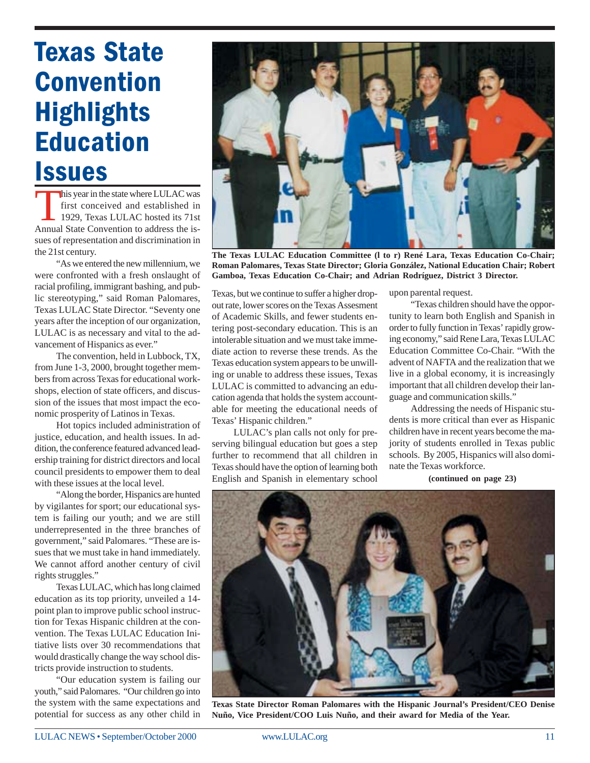# Texas State Convention Highlights Education Issues

This year in the state where LULAC was first conceived and established in 1929, Texas LULAC hosted its 71st Annual State Convention to address the issues of representation and discrimination in the 21st century.

"As we entered the new millennium, we were confronted with a fresh onslaught of racial profiling, immigrant bashing, and public stereotyping," said Roman Palomares, Texas LULAC State Director. "Seventy one years after the inception of our organization, LULAC is as necessary and vital to the advancement of Hispanics as ever."

The convention, held in Lubbock, TX, from June 1-3, 2000, brought together members from across Texas for educational workshops, election of state officers, and discussion of the issues that most impact the economic prosperity of Latinos in Texas.

Hot topics included administration of justice, education, and health issues. In addition, the conference featured advanced leadership training for district directors and local council presidents to empower them to deal with these issues at the local level.

"Along the border, Hispanics are hunted by vigilantes for sport; our educational system is failing our youth; and we are still underrepresented in the three branches of government," said Palomares. "These are issues that we must take in hand immediately. We cannot afford another century of civil rights struggles."

Texas LULAC, which has long claimed education as its top priority, unveiled a 14-point plan to improve public school instruction for Texas Hispanic children at the convention. The Texas LULAC Education Initiative lists over 30 recommendations that would drastically change the way school districts provide instruction to students.

"Our education system is failing our youth," said Palomares. "Our children go into the system with the same expectations and potential for success as any other child in Texas, but we continue to suffer a higher dropout rate, lower scores on the Texas Assesment of Academic Skills, and fewer students entering post-secondary education. This is an intolerable situation and we must take immediate action to reverse these trends. As the Texas education system appears to be unwilling or unable to address these issues, Texas LULAC is committed to advancing an education agenda that holds the system accountable for meeting the educational needs of Texas' Hispanic children."

**The Texas LULAC Education Committee (l to r) René Lara, Texas Education Co-Chair; Roman Palomares, Texas State Director; Gloria González, National Education Chair; Robert Gamboa, Texas Education Co-Chair; and Adrian Rodríguez, District 3 Director.**

LULAC's plan calls not only for preserving bilingual education but goes a step further to recommend that all children in Texas should have the option of learning both English and Spanish in elementary school upon parental request.

"Texas children should have the opportunity to learn both English and Spanish in order to fully function in Texas' rapidly growing economy," said Rene Lara, Texas LULAC Education Committee Co-Chair. "With the advent of NAFTA and the realization that we live in a global economy, it is increasingly important that all children develop their language and communication skills."

Addressing the needs of Hispanic students is more critical than ever as Hispanic children have in recent years become the majority of students enrolled in Texas public schools. By 2005, Hispanics will also dominate the Texas workforce.

**(continued on page 23)**

**Texas State Director Roman Palomares with the Hispanic Journal's President/CEO Denise Nuño, Vice President/COO Luis Nuño, and their award for Media of the Year.**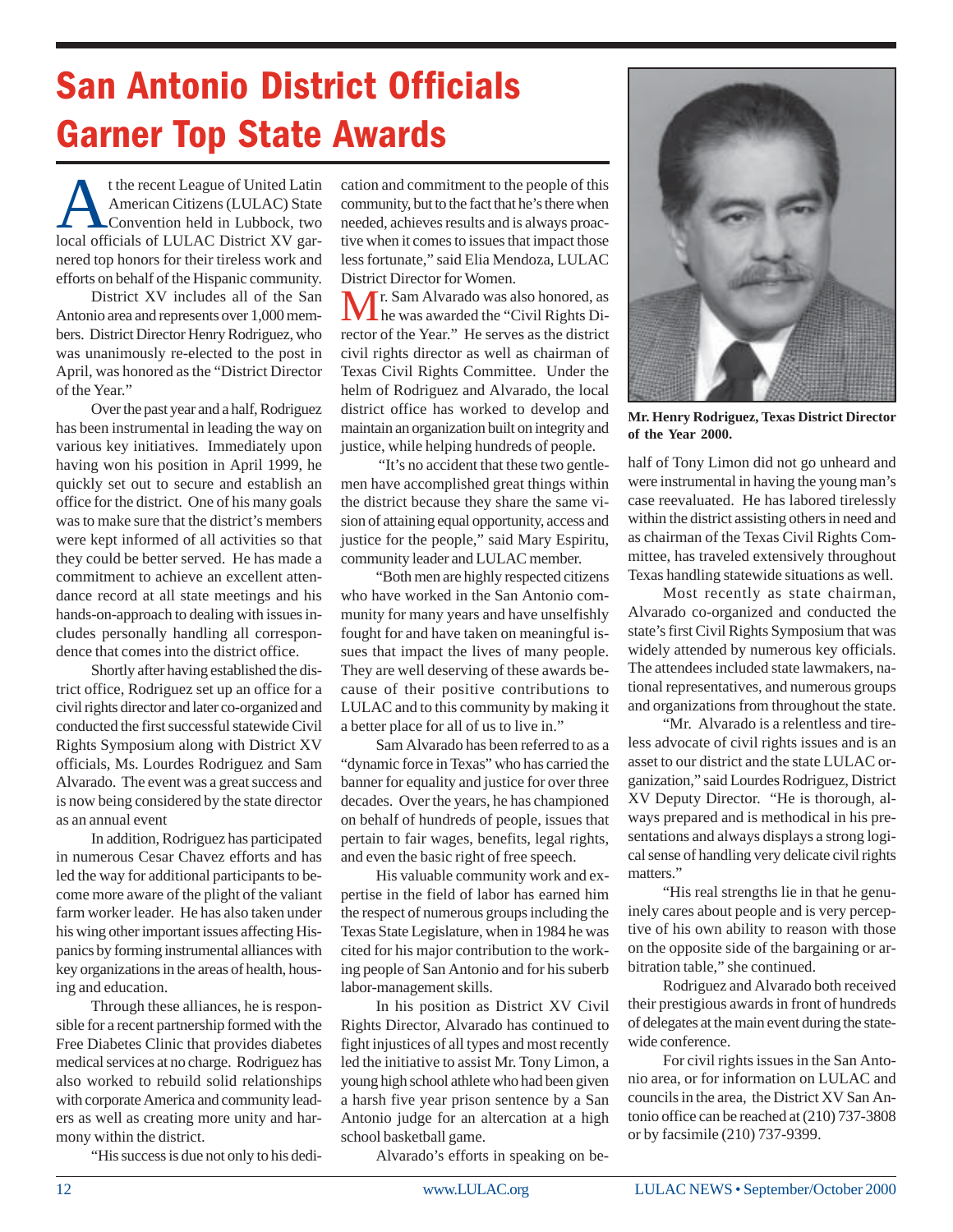# San Antonio District Officials Garner Top State Awards

At the recent League of United Latin American Citizens (LULAC) State Convention held in Lubbock, two local officials of LULAC District XV garnered top honors for their tireless work and efforts on behalf of the Hispanic community.

District XV includes all of the San Antonio area and represents over 1,000 members. District Director Henry Rodriguez, who was unanimously re-elected to the post in April, was honored as the "District Director of the Year."

Over the past year and a half, Rodriguez has been instrumental in leading the way on various key initiatives. Immediately upon having won his position in April 1999, he quickly set out to secure and establish an office for the district. One of his many goals was to make sure that the district's members were kept informed of all activities so that they could be better served. He has made a commitment to achieve an excellent attendance record at all state meetings and his hands-on-approach to dealing with issues includes personally handling all correspondence that comes into the district office.

Shortly after having established the district office, Rodriguez set up an office for a civil rights director and later co-organized and conducted the first successful statewide Civil Rights Symposium along with District XV officials, Ms. Lourdes Rodriguez and Sam Alvarado. The event was a great success and is now being considered by the state director as an annual event

In addition, Rodriguez has participated in numerous Cesar Chavez efforts and has led the way for additional participants to become more aware of the plight of the valiant farm worker leader. He has also taken under his wing other important issues affecting Hispanics by forming instrumental alliances with key organizations in the areas of health, housing and education.

Through these alliances, he is responsible for a recent partnership formed with the Free Diabetes Clinic that provides diabetes medical services at no charge. Rodriguez has also worked to rebuild solid relationships with corporate America and community leaders as well as creating more unity and harmony within the district.

"His success is due not only to his dedication and commitment to the people of this community, but to the fact that he's there when needed, achieves results and is always proactive when it comes to issues that impact those less fortunate," said Elia Mendoza, LULAC District Director for Women.

Mr. Sam Alvarado was also honored, as he was awarded the "Civil Rights Director of the Year." He serves as the district civil rights director as well as chairman of Texas Civil Rights Committee. Under the helm of Rodriguez and Alvarado, the local district office has worked to develop and maintain an organization built on integrity and justice, while helping hundreds of people.

"It's no accident that these two gentlemen have accomplished great things within the district because they share the same vision of attaining equal opportunity, access and justice for the people," said Mary Espiritu, community leader and LULAC member.

"Both men are highly respected citizens who have worked in the San Antonio community for many years and have unselfishly fought for and have taken on meaningful issues that impact the lives of many people. They are well deserving of these awards because of their positive contributions to LULAC and to this community by making it a better place for all of us to live in."

Sam Alvarado has been referred to as a "dynamic force in Texas" who has carried the banner for equality and justice for over three decades. Over the years, he has championed on behalf of hundreds of people, issues that pertain to fair wages, benefits, legal rights, and even the basic right of free speech.

His valuable community work and expertise in the field of labor has earned him the respect of numerous groups including the Texas State Legislature, when in 1984 he was cited for his major contribution to the working people of San Antonio and for his suberb labor-management skills.

In his position as District XV Civil Rights Director, Alvarado has continued to fight injustices of all types and most recently led the initiative to assist Mr. Tony Limon, a young high school athlete who had been given a harsh five year prison sentence by a San Antonio judge for an altercation at a high school basketball game.

**Mr. Henry Rodriguez, Texas District Director of the Year 2000.**

Alvarado's efforts in speaking on behalf of Tony Limon did not go unheard and were instrumental in having the young man's case reevaluated. He has labored tirelessly within the district assisting others in need and as chairman of the Texas Civil Rights Committee, has traveled extensively throughout Texas handling statewide situations as well.

Most recently as state chairman, Alvarado co-organized and conducted the state's first Civil Rights Symposium that was widely attended by numerous key officials. The attendees included state lawmakers, national representatives, and numerous groups and organizations from throughout the state.

"Mr. Alvarado is a relentless and tireless advocate of civil rights issues and is an asset to our district and the state LULAC organization," said Lourdes Rodriguez, District XV Deputy Director. "He is thorough, always prepared and is methodical in his presentations and always displays a strong logical sense of handling very delicate civil rights matters."

"His real strengths lie in that he genuinely cares about people and is very perceptive of his own ability to reason with those on the opposite side of the bargaining or arbitration table," she continued.

Rodriguez and Alvarado both received their prestigious awards in front of hundreds of delegates at the main event during the statewide conference.

For civil rights issues in the San Antonio area, or for information on LULAC and councils in the area, the District XV San Antonio office can be reached at (210) 737-3808 or by facsimile (210) 737-9399.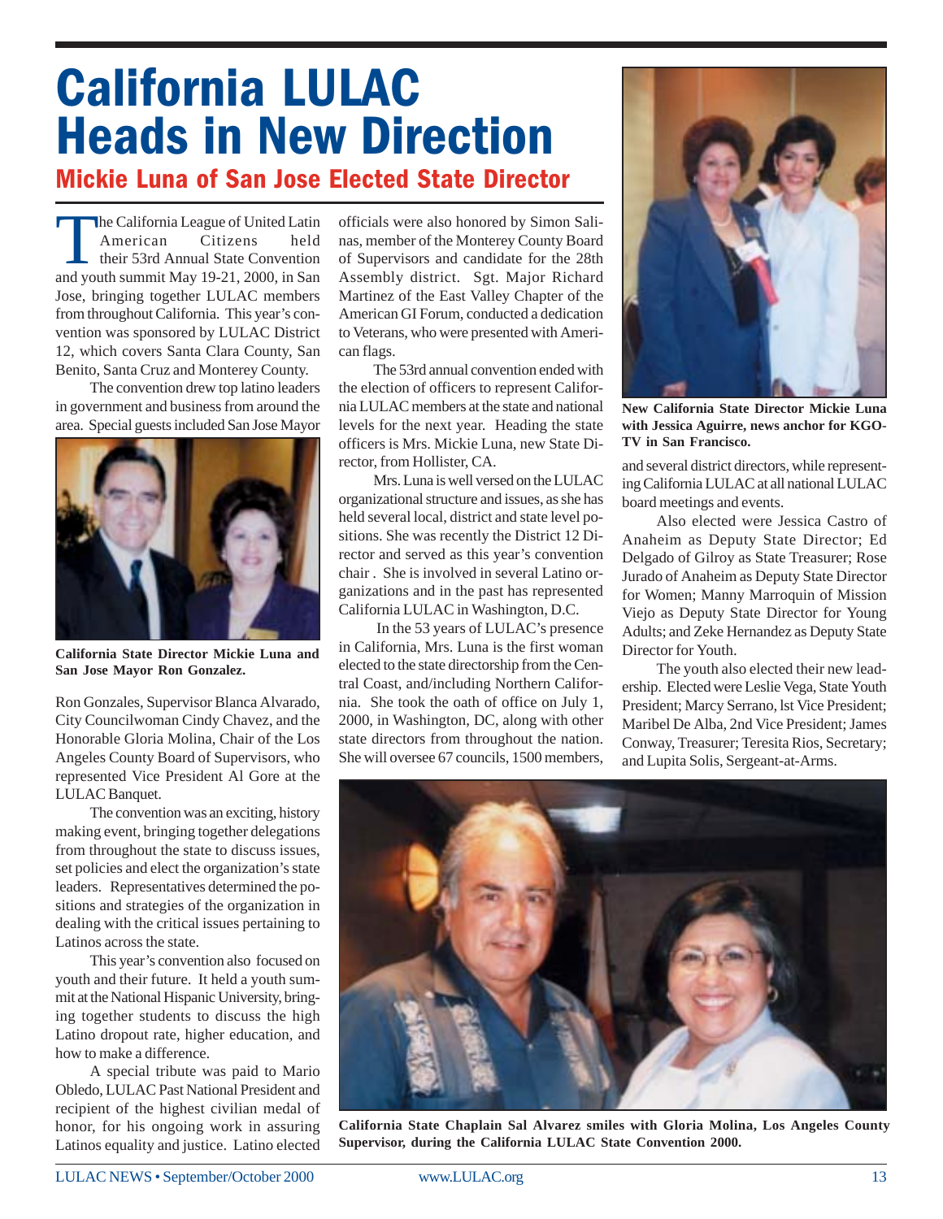# California LULAC Heads in New Direction

## Mickie Luna of San Jose Elected State Director

The California League of United Latin American Citizens held their 53rd Annual State Convention and youth summit May 19-21, 2000, in San Jose, bringing together LULAC members from throughout California. This year's convention was sponsored by LULAC District 12, which covers Santa Clara County, San Benito, Santa Cruz and Monterey County.

The convention drew top latino leaders in government and business from around the area. Special guests included San Jose Mayor Ron Gonzales, Supervisor Blanca Alvarado, City Councilwoman Cindy Chavez, and the Honorable Gloria Molina, Chair of the Los Angeles County Board of Supervisors, who represented Vice President Al Gore at the LULAC Banquet.

**California State Director Mickie Luna and San Jose Mayor Ron Gonzalez.**

The convention was an exciting, history making event, bringing together delegations from throughout the state to discuss issues, set policies and elect the organization's state leaders. Representatives determined the positions and strategies of the organization in dealing with the critical issues pertaining to Latinos across the state.

This year's convention also focused on youth and their future. It held a youth summit at the National Hispanic University, bringing together students to discuss the high Latino dropout rate, higher education, and how to make a difference.

A special tribute was paid to Mario Obledo, LULAC Past National President and recipient of the highest civilian medal of honor, for his ongoing work in assuring Latinos equality and justice. Latino elected officials were also honored by Simon Salinas, member of the Monterey County Board of Supervisors and candidate for the 28th Assembly district. Sgt. Major Richard Martinez of the East Valley Chapter of the American GI Forum, conducted a dedication to Veterans, who were presented with American flags.

The 53rd annual convention ended with the election of officers to represent California LULAC members at the state and national levels for the next year. Heading the state officers is Mrs. Mickie Luna, new State Director, from Hollister, CA.

Mrs. Luna is well versed on the LULAC organizational structure and issues, as she has held several local, district and state level positions. She was recently the District 12 Director and served as this year's convention chair . She is involved in several Latino organizations and in the past has represented California LULAC in Washington, D.C.

In the 53 years of LULAC's presence in California, Mrs. Luna is the first woman elected to the state directorship from the Central Coast, and/including Northern California. She took the oath of office on July 1, 2000, in Washington, DC, along with other state directors from throughout the nation. She will oversee 67 councils, 1500 members, and several district directors, while representing California LULAC at all national LULAC board meetings and events.

**New California State Director Mickie Luna with Jessica Aguirre, news anchor for KGO-TV in San Francisco.**

Also elected were Jessica Castro of Anaheim as Deputy State Director; Ed Delgado of Gilroy as State Treasurer; Rose Jurado of Anaheim as Deputy State Director for Women; Manny Marroquin of Mission Viejo as Deputy State Director for Young Adults; and Zeke Hernandez as Deputy State Director for Youth.

The youth also elected their new leadership. Elected were Leslie Vega, State Youth President; Marcy Serrano, lst Vice President; Maribel De Alba, 2nd Vice President; James Conway, Treasurer; Teresita Rios, Secretary; and Lupita Solis, Sergeant-at-Arms.

**California State Chaplain Sal Alvarez smiles with Gloria Molina, Los Angeles County Supervisor, during the California LULAC State Convention 2000.**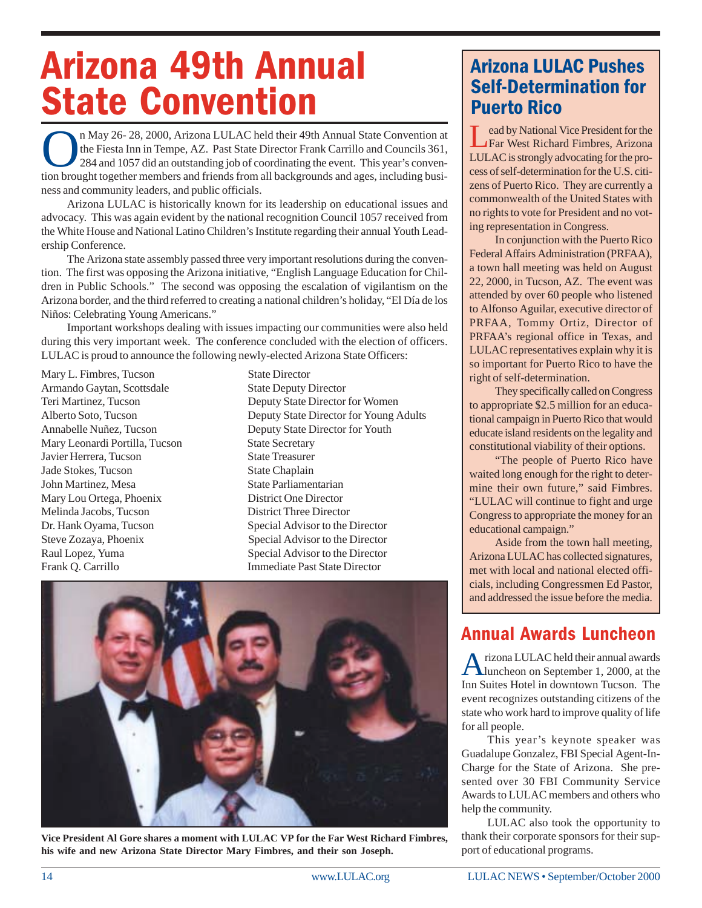# Arizona 49th Annual State Convention

On May 26- 28, 2000, Arizona LULAC held their 49th Annual State Convention at the Fiesta Inn in Tempe, AZ. Past State Director Frank Carrillo and Councils 361, 284 and 1057 did an outstanding job of coordinating the event. This year's convention brought together members and friends from all backgrounds and ages, including business and community leaders, and public officials.

Arizona LULAC is historically known for its leadership on educational issues and advocacy. This was again evident by the national recognition Council 1057 received from the White House and National Latino Children's Institute regarding their annual Youth Leadership Conference.

The Arizona state assembly passed three very important resolutions during the convention. The first was opposing the Arizona initiative, "English Language Education for Children in Public Schools." The second was opposing the escalation of vigilantism on the Arizona border, and the third referred to creating a national children's holiday, "El Día de los Niños: Celebrating Young Americans."

Important workshops dealing with issues impacting our communities were also held during this very important week. The conference concluded with the election of officers. LULAC is proud to announce the following newly-elected Arizona State Officers:

| | |
|---|---|
| Mary L. Fimbres, Tucson | State Director |
| Armando Gaytan, Scottsdale | State Deputy Director |
| Teri Martinez, Tucson | Deputy State Director for Women |
| Alberto Soto, Tucson | Deputy State Director for Young Adults |
| Annabelle Nuñez, Tucson | Deputy State Director for Youth |
| Mary Leonardi Portilla, Tucson | State Secretary |
| Javier Herrera, Tucson | State Treasurer |
| Jade Stokes, Tucson | State Chaplain |
| John Martinez, Mesa | State Parliamentarian |
| Mary Lou Ortega, Phoenix | District One Director |
| Melinda Jacobs, Tucson | District Three Director |
| Dr. Hank Oyama, Tucson | Special Advisor to the Director |
| Steve Zozaya, Phoenix | Special Advisor to the Director |
| Raul Lopez, Yuma | Special Advisor to the Director |
| Frank Q. Carrillo | Immediate Past State Director |

**Vice President Al Gore shares a moment with LULAC VP for the Far West Richard Fimbres, his wife and new Arizona State Director Mary Fimbres, and their son Joseph.**

## Arizona LULAC Pushes Self-Determination for Puerto Rico

Lead by National Vice President for the Far West Richard Fimbres, Arizona LULAC is strongly advocating for the process of self-determination for the U.S. citizens of Puerto Rico. They are currently a commonwealth of the United States with no rights to vote for President and no voting representation in Congress.

In conjunction with the Puerto Rico Federal Affairs Administration (PRFAA), a town hall meeting was held on August 22, 2000, in Tucson, AZ. The event was attended by over 60 people who listened to Alfonso Aguilar, executive director of PRFAA, Tommy Ortiz, Director of PRFAA's regional office in Texas, and LULAC representatives explain why it is so important for Puerto Rico to have the right of self-determination.

They specifically called on Congress to appropriate $2.5 million for an educational campaign in Puerto Rico that would educate island residents on the legality and constitutional viability of their options.

"The people of Puerto Rico have waited long enough for the right to determine their own future," said Fimbres. "LULAC will continue to fight and urge Congress to appropriate the money for an educational campaign."

Aside from the town hall meeting, Arizona LULAC has collected signatures, met with local and national elected officials, including Congressmen Ed Pastor, and addressed the issue before the media.

## Annual Awards Luncheon

Arizona LULAC held their annual awards luncheon on September 1, 2000, at the Inn Suites Hotel in downtown Tucson. The event recognizes outstanding citizens of the state who work hard to improve quality of life for all people.

This year's keynote speaker was Guadalupe Gonzalez, FBI Special Agent-In-Charge for the State of Arizona. She presented over 30 FBI Community Service Awards to LULAC members and others who help the community.

LULAC also took the opportunity to thank their corporate sponsors for their support of educational programs.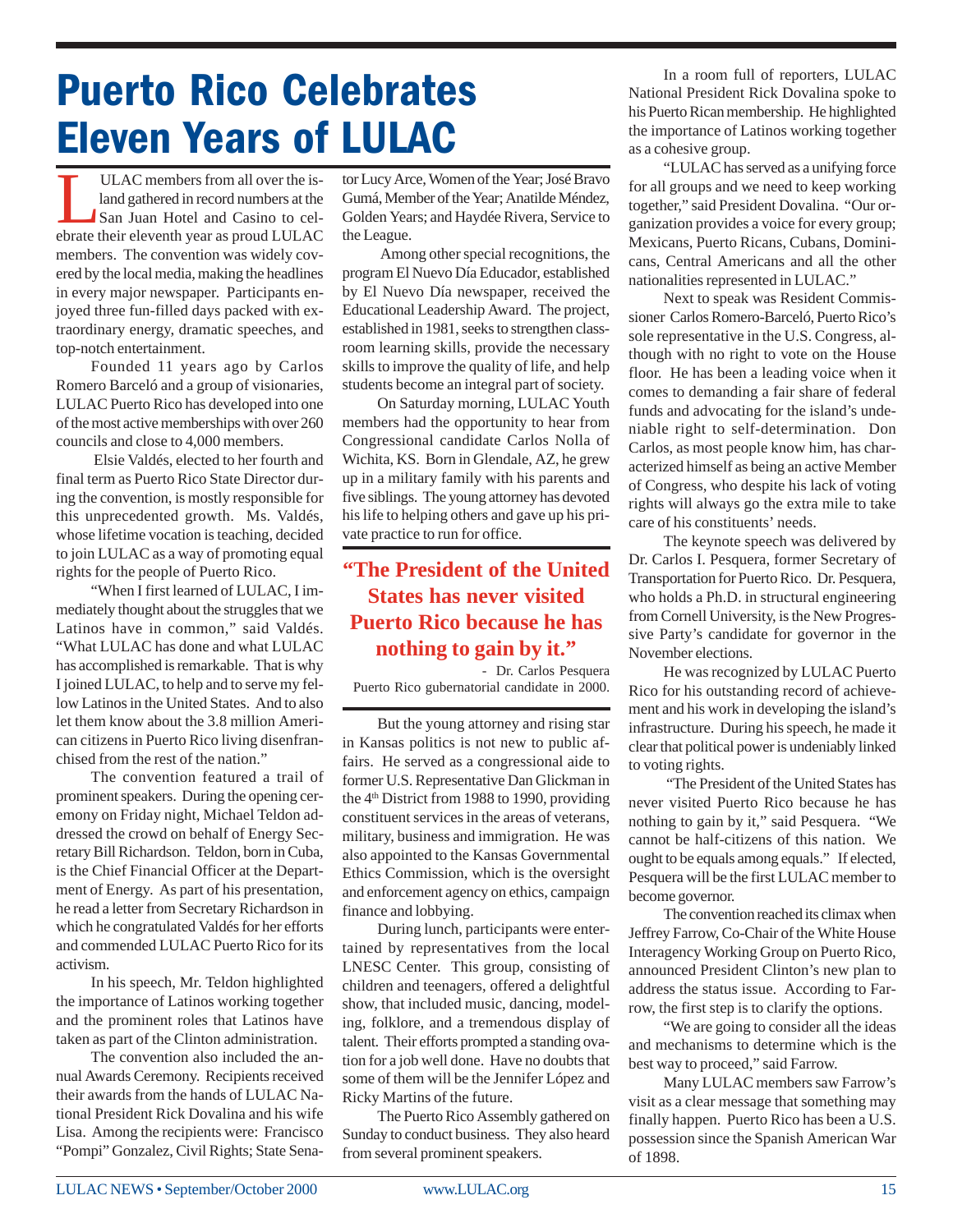# Puerto Rico Celebrates Eleven Years of LULAC

LULAC members from all over the island gathered in record numbers at the San Juan Hotel and Casino to celebrate their eleventh year as proud LULAC members. The convention was widely covered by the local media, making the headlines in every major newspaper. Participants enjoyed three fun-filled days packed with extraordinary energy, dramatic speeches, and top-notch entertainment.

Founded 11 years ago by Carlos Romero Barceló and a group of visionaries, LULAC Puerto Rico has developed into one of the most active memberships with over 260 councils and close to 4,000 members.

Elsie Valdés, elected to her fourth and final term as Puerto Rico State Director during the convention, is mostly responsible for this unprecedented growth. Ms. Valdés, whose lifetime vocation is teaching, decided to join LULAC as a way of promoting equal rights for the people of Puerto Rico.

"When I first learned of LULAC, I immediately thought about the struggles that we Latinos have in common," said Valdés. "What LULAC has done and what LULAC has accomplished is remarkable. That is why I joined LULAC, to help and to serve my fellow Latinos in the United States. And to also let them know about the 3.8 million American citizens in Puerto Rico living disenfranchised from the rest of the nation."

The convention featured a trail of prominent speakers. During the opening ceremony on Friday night, Michael Teldon addressed the crowd on behalf of Energy Secretary Bill Richardson. Teldon, born in Cuba, is the Chief Financial Officer at the Department of Energy. As part of his presentation, he read a letter from Secretary Richardson in which he congratulated Valdés for her efforts and commended LULAC Puerto Rico for its activism.

In his speech, Mr. Teldon highlighted the importance of Latinos working together and the prominent roles that Latinos have taken as part of the Clinton administration.

The convention also included the annual Awards Ceremony. Recipients received their awards from the hands of LULAC National President Rick Dovalina and his wife Lisa. Among the recipients were: Francisco "Pompi" Gonzalez, Civil Rights; State Senator Lucy Arce, Women of the Year; José Bravo Gumá, Member of the Year; Anatilde Méndez, Golden Years; and Haydée Rivera, Service to the League.

Among other special recognitions, the program El Nuevo Día Educador, established by El Nuevo Día newspaper, received the Educational Leadership Award. The project, established in 1981, seeks to strengthen classroom learning skills, provide the necessary skills to improve the quality of life, and help students become an integral part of society.

On Saturday morning, LULAC Youth members had the opportunity to hear from Congressional candidate Carlos Nolla of Wichita, KS. Born in Glendale, AZ, he grew up in a military family with his parents and five siblings. The young attorney has devoted his life to helping others and gave up his private practice to run for office.

> **"The President of the United States has never visited Puerto Rico because he has nothing to gain by it."**
>
> \- Dr. Carlos Pesquera
> Puerto Rico gubernatorial candidate in 2000.

But the young attorney and rising star in Kansas politics is not new to public affairs. He served as a congressional aide to former U.S. Representative Dan Glickman in the 4th District from 1988 to 1990, providing constituent services in the areas of veterans, military, business and immigration. He was also appointed to the Kansas Governmental Ethics Commission, which is the oversight and enforcement agency on ethics, campaign finance and lobbying.

During lunch, participants were entertained by representatives from the local LNESC Center. This group, consisting of children and teenagers, offered a delightful show, that included music, dancing, modeling, folklore, and a tremendous display of talent. Their efforts prompted a standing ovation for a job well done. Have no doubts that some of them will be the Jennifer López and Ricky Martins of the future.

The Puerto Rico Assembly gathered on Sunday to conduct business. They also heard from several prominent speakers.

In a room full of reporters, LULAC National President Rick Dovalina spoke to his Puerto Rican membership. He highlighted the importance of Latinos working together as a cohesive group.

"LULAC has served as a unifying force for all groups and we need to keep working together," said President Dovalina. "Our organization provides a voice for every group; Mexicans, Puerto Ricans, Cubans, Dominicans, Central Americans and all the other nationalities represented in LULAC."

Next to speak was Resident Commissioner Carlos Romero-Barceló, Puerto Rico's sole representative in the U.S. Congress, although with no right to vote on the House floor. He has been a leading voice when it comes to demanding a fair share of federal funds and advocating for the island's undeniable right to self-determination. Don Carlos, as most people know him, has characterized himself as being an active Member of Congress, who despite his lack of voting rights will always go the extra mile to take care of his constituents' needs.

The keynote speech was delivered by Dr. Carlos I. Pesquera, former Secretary of Transportation for Puerto Rico. Dr. Pesquera, who holds a Ph.D. in structural engineering from Cornell University, is the New Progressive Party's candidate for governor in the November elections.

He was recognized by LULAC Puerto Rico for his outstanding record of achievement and his work in developing the island's infrastructure. During his speech, he made it clear that political power is undeniably linked to voting rights.

"The President of the United States has never visited Puerto Rico because he has nothing to gain by it," said Pesquera. "We cannot be half-citizens of this nation. We ought to be equals among equals." If elected, Pesquera will be the first LULAC member to become governor.

The convention reached its climax when Jeffrey Farrow, Co-Chair of the White House Interagency Working Group on Puerto Rico, announced President Clinton's new plan to address the status issue. According to Farrow, the first step is to clarify the options.

"We are going to consider all the ideas and mechanisms to determine which is the best way to proceed," said Farrow.

Many LULAC members saw Farrow's visit as a clear message that something may finally happen. Puerto Rico has been a U.S. possession since the Spanish American War of 1898.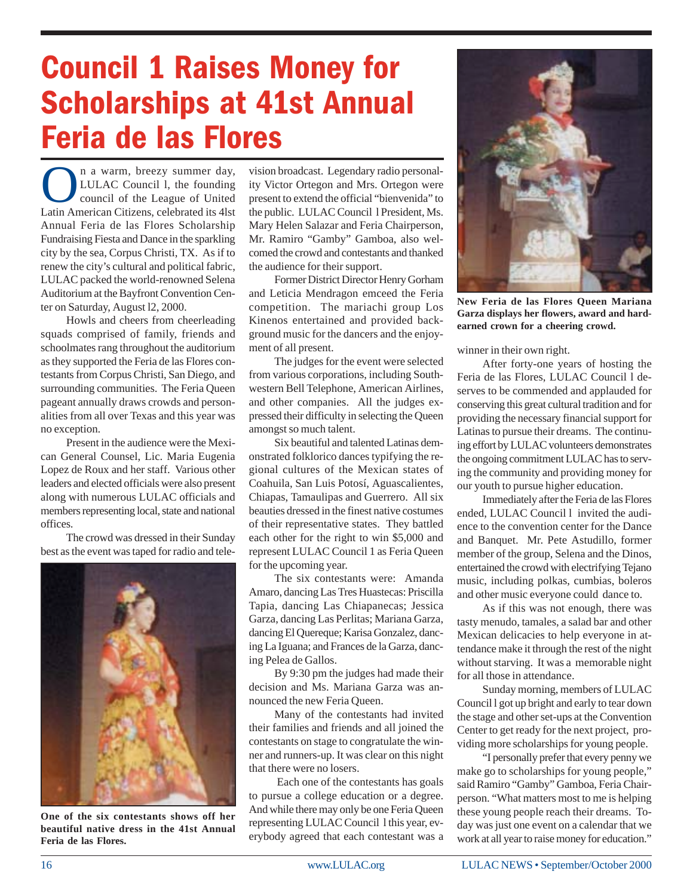# Council 1 Raises Money for Scholarships at 41st Annual Feria de las Flores

On a warm, breezy summer day, LULAC Council l, the founding council of the League of United Latin American Citizens, celebrated its 4lst Annual Feria de las Flores Scholarship Fundraising Fiesta and Dance in the sparkling city by the sea, Corpus Christi, TX. As if to renew the city's cultural and political fabric, LULAC packed the world-renowned Selena Auditorium at the Bayfront Convention Center on Saturday, August l2, 2000.

Howls and cheers from cheerleading squads comprised of family, friends and schoolmates rang throughout the auditorium as they supported the Feria de las Flores contestants from Corpus Christi, San Diego, and surrounding communities. The Feria Queen pageant annually draws crowds and personalities from all over Texas and this year was no exception.

Present in the audience were the Mexican General Counsel, Lic. Maria Eugenia Lopez de Roux and her staff. Various other leaders and elected officials were also present along with numerous LULAC officials and members representing local, state and national offices.

The crowd was dressed in their Sunday best as the event was taped for radio and television broadcast. Legendary radio personality Victor Ortegon and Mrs. Ortegon were present to extend the official "bienvenida" to the public. LULAC Council l President, Ms. Mary Helen Salazar and Feria Chairperson, Mr. Ramiro "Gamby" Gamboa, also welcomed the crowd and contestants and thanked the audience for their support.

One of the six contestants shows off her beautiful native dress in the 41st Annual Feria de las Flores.

Former District Director Henry Gorham and Leticia Mendragon emceed the Feria competition. The mariachi group Los Kinenos entertained and provided background music for the dancers and the enjoyment of all present.

The judges for the event were selected from various corporations, including Southwestern Bell Telephone, American Airlines, and other companies. All the judges expressed their difficulty in selecting the Queen amongst so much talent.

Six beautiful and talented Latinas demonstrated folklorico dances typifying the regional cultures of the Mexican states of Coahuila, San Luis Potosí, Aguascalientes, Chiapas, Tamaulipas and Guerrero. All six beauties dressed in the finest native costumes of their representative states. They battled each other for the right to win $5,000 and represent LULAC Council 1 as Feria Queen for the upcoming year.

The six contestants were: Amanda Amaro, dancing Las Tres Huastecas: Priscilla Tapia, dancing Las Chiapanecas; Jessica Garza, dancing Las Perlitas; Mariana Garza, dancing El Quereque; Karisa Gonzalez, dancing La Iguana; and Frances de la Garza, dancing Pelea de Gallos.

By 9:30 pm the judges had made their decision and Ms. Mariana Garza was announced the new Feria Queen.

Many of the contestants had invited their families and friends and all joined the contestants on stage to congratulate the winner and runners-up. It was clear on this night that there were no losers.

Each one of the contestants has goals to pursue a college education or a degree. And while there may only be one Feria Queen representing LULAC Council l this year, everybody agreed that each contestant was a winner in their own right.

New Feria de las Flores Queen Mariana Garza displays her flowers, award and hard-earned crown for a cheering crowd.

After forty-one years of hosting the Feria de las Flores, LULAC Council l deserves to be commended and applauded for conserving this great cultural tradition and for providing the necessary financial support for Latinas to pursue their dreams. The continuing effort by LULAC volunteers demonstrates the ongoing commitment LULAC has to serving the community and providing money for our youth to pursue higher education.

Immediately after the Feria de las Flores ended, LULAC Council l invited the audience to the convention center for the Dance and Banquet. Mr. Pete Astudillo, former member of the group, Selena and the Dinos, entertained the crowd with electrifying Tejano music, including polkas, cumbias, boleros and other music everyone could dance to.

As if this was not enough, there was tasty menudo, tamales, a salad bar and other Mexican delicacies to help everyone in attendance make it through the rest of the night without starving. It was a memorable night for all those in attendance.

Sunday morning, members of LULAC Council l got up bright and early to tear down the stage and other set-ups at the Convention Center to get ready for the next project, providing more scholarships for young people.

"I personally prefer that every penny we make go to scholarships for young people," said Ramiro "Gamby" Gamboa, Feria Chairperson. "What matters most to me is helping these young people reach their dreams. Today was just one event on a calendar that we work at all year to raise money for education."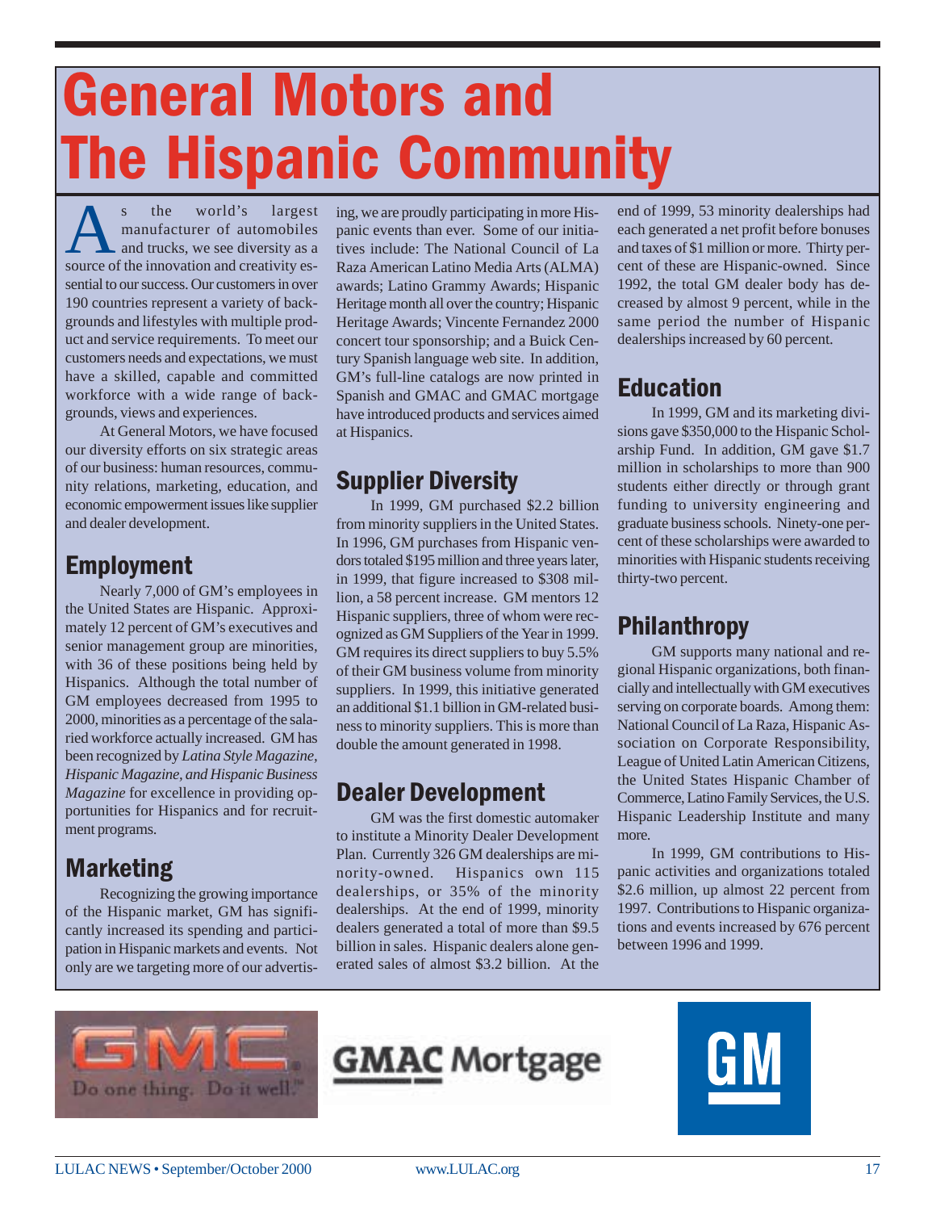# General Motors and The Hispanic Community

As the world's largest manufacturer of automobiles and trucks, we see diversity as a source of the innovation and creativity essential to our success. Our customers in over 190 countries represent a variety of backgrounds and lifestyles with multiple product and service requirements. To meet our customers needs and expectations, we must have a skilled, capable and committed workforce with a wide range of backgrounds, views and experiences.

At General Motors, we have focused our diversity efforts on six strategic areas of our business: human resources, community relations, marketing, education, and economic empowerment issues like supplier and dealer development.

## Employment

Nearly 7,000 of GM's employees in the United States are Hispanic. Approximately 12 percent of GM's executives and senior management group are minorities, with 36 of these positions being held by Hispanics. Although the total number of GM employees decreased from 1995 to 2000, minorities as a percentage of the salaried workforce actually increased. GM has been recognized by *Latina Style Magazine, Hispanic Magazine, and Hispanic Business Magazine* for excellence in providing opportunities for Hispanics and for recruitment programs.

## Marketing

Recognizing the growing importance of the Hispanic market, GM has significantly increased its spending and participation in Hispanic markets and events. Not only are we targeting more of our advertising, we are proudly participating in more Hispanic events than ever. Some of our initiatives include: The National Council of La Raza American Latino Media Arts (ALMA) awards; Latino Grammy Awards; Hispanic Heritage month all over the country; Hispanic Heritage Awards; Vincente Fernandez 2000 concert tour sponsorship; and a Buick Century Spanish language web site. In addition, GM's full-line catalogs are now printed in Spanish and GMAC and GMAC mortgage have introduced products and services aimed at Hispanics.

## Supplier Diversity

In 1999, GM purchased $2.2 billion from minority suppliers in the United States. In 1996, GM purchases from Hispanic vendors totaled $195 million and three years later, in 1999, that figure increased to $308 million, a 58 percent increase. GM mentors 12 Hispanic suppliers, three of whom were recognized as GM Suppliers of the Year in 1999. GM requires its direct suppliers to buy 5.5% of their GM business volume from minority suppliers. In 1999, this initiative generated an additional $1.1 billion in GM-related business to minority suppliers. This is more than double the amount generated in 1998.

## Dealer Development

GM was the first domestic automaker to institute a Minority Dealer Development Plan. Currently 326 GM dealerships are minority-owned. Hispanics own 115 dealerships, or 35% of the minority dealerships. At the end of 1999, minority dealers generated a total of more than $9.5 billion in sales. Hispanic dealers alone generated sales of almost $3.2 billion. At the end of 1999, 53 minority dealerships had each generated a net profit before bonuses and taxes of $1 million or more. Thirty percent of these are Hispanic-owned. Since 1992, the total GM dealer body has decreased by almost 9 percent, while in the same period the number of Hispanic dealerships increased by 60 percent.

## Education

In 1999, GM and its marketing divisions gave $350,000 to the Hispanic Scholarship Fund. In addition, GM gave $1.7 million in scholarships to more than 900 students either directly or through grant funding to university engineering and graduate business schools. Ninety-one percent of these scholarships were awarded to minorities with Hispanic students receiving thirty-two percent.

## Philanthropy

GM supports many national and regional Hispanic organizations, both financially and intellectually with GM executives serving on corporate boards. Among them: National Council of La Raza, Hispanic Association on Corporate Responsibility, League of United Latin American Citizens, the United States Hispanic Chamber of Commerce, Latino Family Services, the U.S. Hispanic Leadership Institute and many more.

In 1999, GM contributions to Hispanic activities and organizations totaled $2.6 million, up almost 22 percent from 1997. Contributions to Hispanic organizations and events increased by 676 percent between 1996 and 1999.

GMC Do one thing. Do it well.™

GMAC Mortgage

GM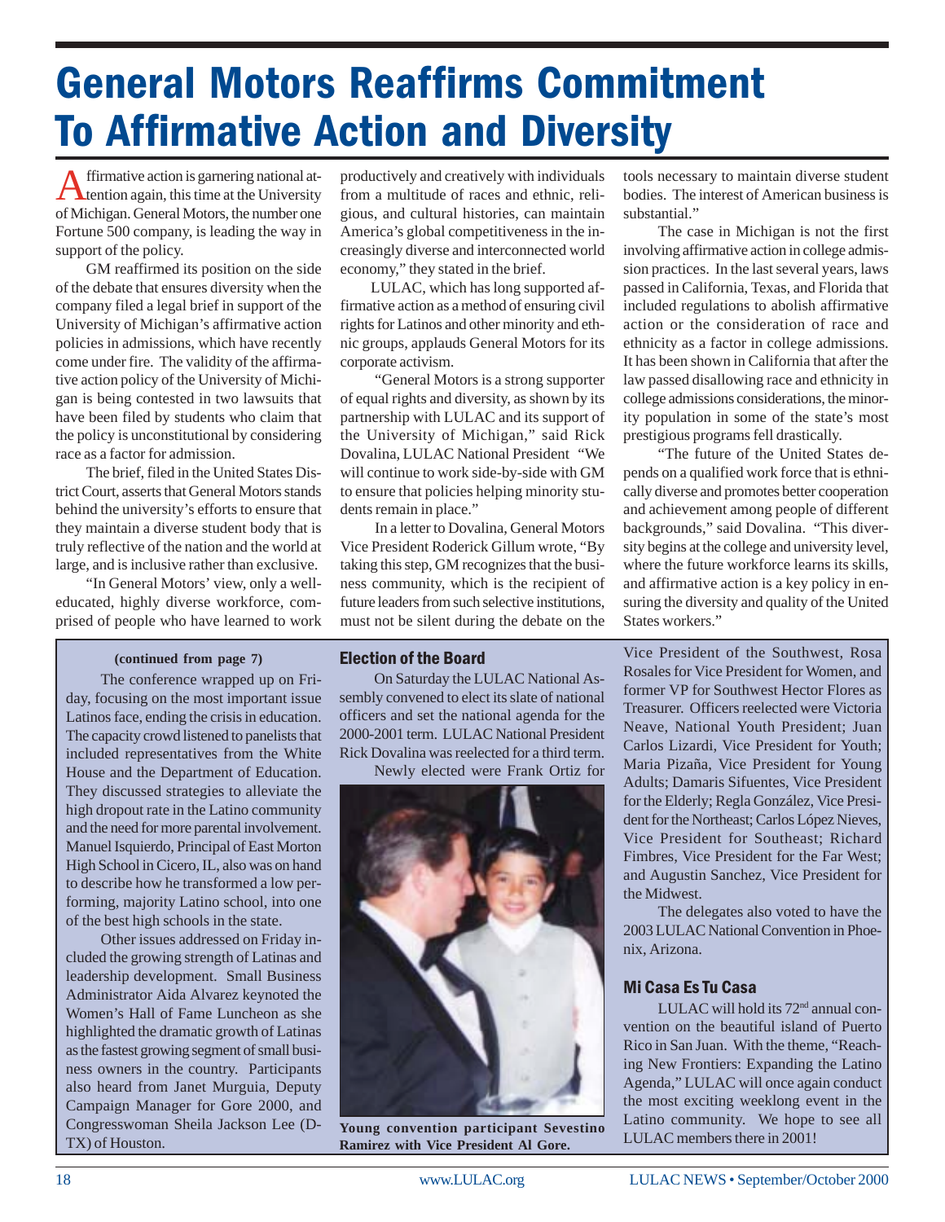# General Motors Reaffirms Commitment To Affirmative Action and Diversity

Affirmative action is garnering national attention again, this time at the University of Michigan. General Motors, the number one Fortune 500 company, is leading the way in support of the policy.

GM reaffirmed its position on the side of the debate that ensures diversity when the company filed a legal brief in support of the University of Michigan's affirmative action policies in admissions, which have recently come under fire. The validity of the affirmative action policy of the University of Michigan is being contested in two lawsuits that have been filed by students who claim that the policy is unconstitutional by considering race as a factor for admission.

The brief, filed in the United States District Court, asserts that General Motors stands behind the university's efforts to ensure that they maintain a diverse student body that is truly reflective of the nation and the world at large, and is inclusive rather than exclusive.

"In General Motors' view, only a well-educated, highly diverse workforce, comprised of people who have learned to work productively and creatively with individuals from a multitude of races and ethnic, religious, and cultural histories, can maintain America's global competitiveness in the increasingly diverse and interconnected world economy," they stated in the brief.

LULAC, which has long supported affirmative action as a method of ensuring civil rights for Latinos and other minority and ethnic groups, applauds General Motors for its corporate activism.

"General Motors is a strong supporter of equal rights and diversity, as shown by its partnership with LULAC and its support of the University of Michigan," said Rick Dovalina, LULAC National President "We will continue to work side-by-side with GM to ensure that policies helping minority students remain in place."

In a letter to Dovalina, General Motors Vice President Roderick Gillum wrote, "By taking this step, GM recognizes that the business community, which is the recipient of future leaders from such selective institutions, must not be silent during the debate on the tools necessary to maintain diverse student bodies. The interest of American business is substantial."

The case in Michigan is not the first involving affirmative action in college admission practices. In the last several years, laws passed in California, Texas, and Florida that included regulations to abolish affirmative action or the consideration of race and ethnicity as a factor in college admissions. It has been shown in California that after the law passed disallowing race and ethnicity in college admissions considerations, the minority population in some of the state's most prestigious programs fell drastically.

"The future of the United States depends on a qualified work force that is ethnically diverse and promotes better cooperation and achievement among people of different backgrounds," said Dovalina. "This diversity begins at the college and university level, where the future workforce learns its skills, and affirmative action is a key policy in ensuring the diversity and quality of the United States workers."

---

**(continued from page 7)**

The conference wrapped up on Friday, focusing on the most important issue Latinos face, ending the crisis in education. The capacity crowd listened to panelists that included representatives from the White House and the Department of Education. They discussed strategies to alleviate the high dropout rate in the Latino community and the need for more parental involvement. Manuel Isquierdo, Principal of East Morton High School in Cicero, IL, also was on hand to describe how he transformed a low performing, majority Latino school, into one of the best high schools in the state.

Other issues addressed on Friday included the growing strength of Latinas and leadership development. Small Business Administrator Aida Alvarez keynoted the Women's Hall of Fame Luncheon as she highlighted the dramatic growth of Latinas as the fastest growing segment of small business owners in the country. Participants also heard from Janet Murguia, Deputy Campaign Manager for Gore 2000, and Congresswoman Sheila Jackson Lee (D-TX) of Houston.

### Election of the Board

On Saturday the LULAC National Assembly convened to elect its slate of national officers and set the national agenda for the 2000-2001 term. LULAC National President Rick Dovalina was reelected for a third term.

Newly elected were Frank Ortiz for Vice President of the Southwest, Rosa Rosales for Vice President for Women, and former VP for Southwest Hector Flores as Treasurer. Officers reelected were Victoria Neave, National Youth President; Juan Carlos Lizardi, Vice President for Youth; Maria Pizaña, Vice President for Young Adults; Damaris Sifuentes, Vice President for the Elderly; Regla González, Vice President for the Northeast; Carlos López Nieves, Vice President for Southeast; Richard Fimbres, Vice President for the Far West; and Augustin Sanchez, Vice President for the Midwest.

The delegates also voted to have the 2003 LULAC National Convention in Phoenix, Arizona.

**Young convention participant Sevestino Ramirez with Vice President Al Gore.**

### Mi Casa Es Tu Casa

LULAC will hold its 72nd annual convention on the beautiful island of Puerto Rico in San Juan. With the theme, "Reaching New Frontiers: Expanding the Latino Agenda," LULAC will once again conduct the most exciting weeklong event in the Latino community. We hope to see all LULAC members there in 2001!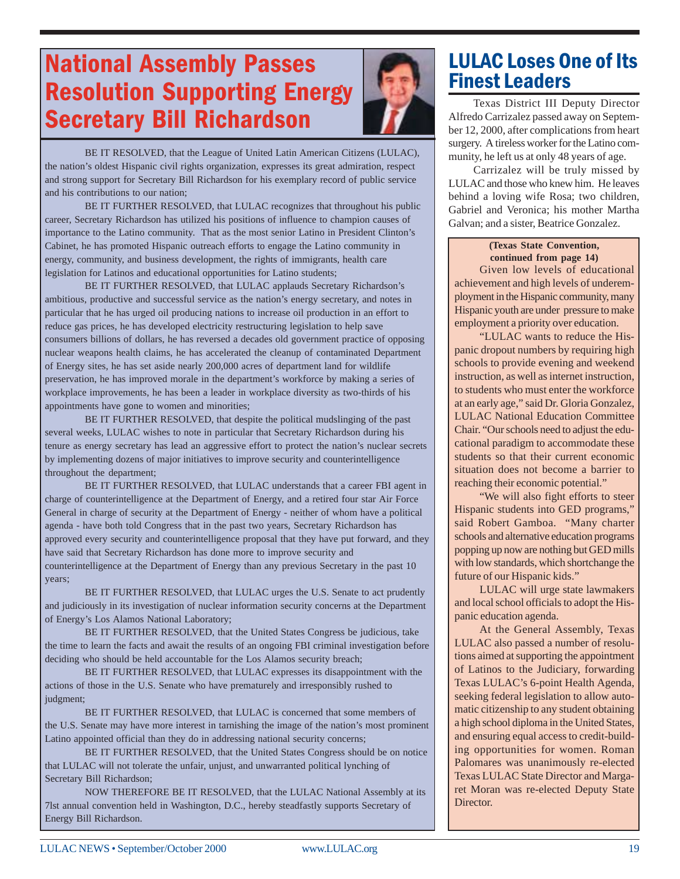# National Assembly Passes Resolution Supporting Energy Secretary Bill Richardson

BE IT RESOLVED, that the League of United Latin American Citizens (LULAC), the nation's oldest Hispanic civil rights organization, expresses its great admiration, respect and strong support for Secretary Bill Richardson for his exemplary record of public service and his contributions to our nation;

BE IT FURTHER RESOLVED, that LULAC recognizes that throughout his public career, Secretary Richardson has utilized his positions of influence to champion causes of importance to the Latino community. That as the most senior Latino in President Clinton's Cabinet, he has promoted Hispanic outreach efforts to engage the Latino community in energy, community, and business development, the rights of immigrants, health care legislation for Latinos and educational opportunities for Latino students;

BE IT FURTHER RESOLVED, that LULAC applauds Secretary Richardson's ambitious, productive and successful service as the nation's energy secretary, and notes in particular that he has urged oil producing nations to increase oil production in an effort to reduce gas prices, he has developed electricity restructuring legislation to help save consumers billions of dollars, he has reversed a decades old government practice of opposing nuclear weapons health claims, he has accelerated the cleanup of contaminated Department of Energy sites, he has set aside nearly 200,000 acres of department land for wildlife preservation, he has improved morale in the department's workforce by making a series of workplace improvements, he has been a leader in workplace diversity as two-thirds of his appointments have gone to women and minorities;

BE IT FURTHER RESOLVED, that despite the political mudslinging of the past several weeks, LULAC wishes to note in particular that Secretary Richardson during his tenure as energy secretary has lead an aggressive effort to protect the nation's nuclear secrets by implementing dozens of major initiatives to improve security and counterintelligence throughout the department;

BE IT FURTHER RESOLVED, that LULAC understands that a career FBI agent in charge of counterintelligence at the Department of Energy, and a retired four star Air Force General in charge of security at the Department of Energy - neither of whom have a political agenda - have both told Congress that in the past two years, Secretary Richardson has approved every security and counterintelligence proposal that they have put forward, and they have said that Secretary Richardson has done more to improve security and counterintelligence at the Department of Energy than any previous Secretary in the past 10 years;

BE IT FURTHER RESOLVED, that LULAC urges the U.S. Senate to act prudently and judiciously in its investigation of nuclear information security concerns at the Department of Energy's Los Alamos National Laboratory;

BE IT FURTHER RESOLVED, that the United States Congress be judicious, take the time to learn the facts and await the results of an ongoing FBI criminal investigation before deciding who should be held accountable for the Los Alamos security breach;

BE IT FURTHER RESOLVED, that LULAC expresses its disappointment with the actions of those in the U.S. Senate who have prematurely and irresponsibly rushed to judgment;

BE IT FURTHER RESOLVED, that LULAC is concerned that some members of the U.S. Senate may have more interest in tarnishing the image of the nation's most prominent Latino appointed official than they do in addressing national security concerns;

BE IT FURTHER RESOLVED, that the United States Congress should be on notice that LULAC will not tolerate the unfair, unjust, and unwarranted political lynching of Secretary Bill Richardson;

NOW THEREFORE BE IT RESOLVED, that the LULAC National Assembly at its 7lst annual convention held in Washington, D.C., hereby steadfastly supports Secretary of Energy Bill Richardson.

# LULAC Loses One of Its Finest Leaders

Texas District III Deputy Director Alfredo Carrizalez passed away on September 12, 2000, after complications from heart surgery. A tireless worker for the Latino community, he left us at only 48 years of age.

Carrizalez will be truly missed by LULAC and those who knew him. He leaves behind a loving wife Rosa; two children, Gabriel and Veronica; his mother Martha Galvan; and a sister, Beatrice Gonzalez.

**(Texas State Convention, continued from page 14)**

Given low levels of educational achievement and high levels of underemployment in the Hispanic community, many Hispanic youth are under pressure to make employment a priority over education.

"LULAC wants to reduce the Hispanic dropout numbers by requiring high schools to provide evening and weekend instruction, as well as internet instruction, to students who must enter the workforce at an early age," said Dr. Gloria Gonzalez, LULAC National Education Committee Chair. "Our schools need to adjust the educational paradigm to accommodate these students so that their current economic situation does not become a barrier to reaching their economic potential."

"We will also fight efforts to steer Hispanic students into GED programs," said Robert Gamboa. "Many charter schools and alternative education programs popping up now are nothing but GED mills with low standards, which shortchange the future of our Hispanic kids."

LULAC will urge state lawmakers and local school officials to adopt the Hispanic education agenda.

At the General Assembly, Texas LULAC also passed a number of resolutions aimed at supporting the appointment of Latinos to the Judiciary, forwarding Texas LULAC's 6-point Health Agenda, seeking federal legislation to allow automatic citizenship to any student obtaining a high school diploma in the United States, and ensuring equal access to credit-building opportunities for women. Roman Palomares was unanimously re-elected Texas LULAC State Director and Margaret Moran was re-elected Deputy State Director.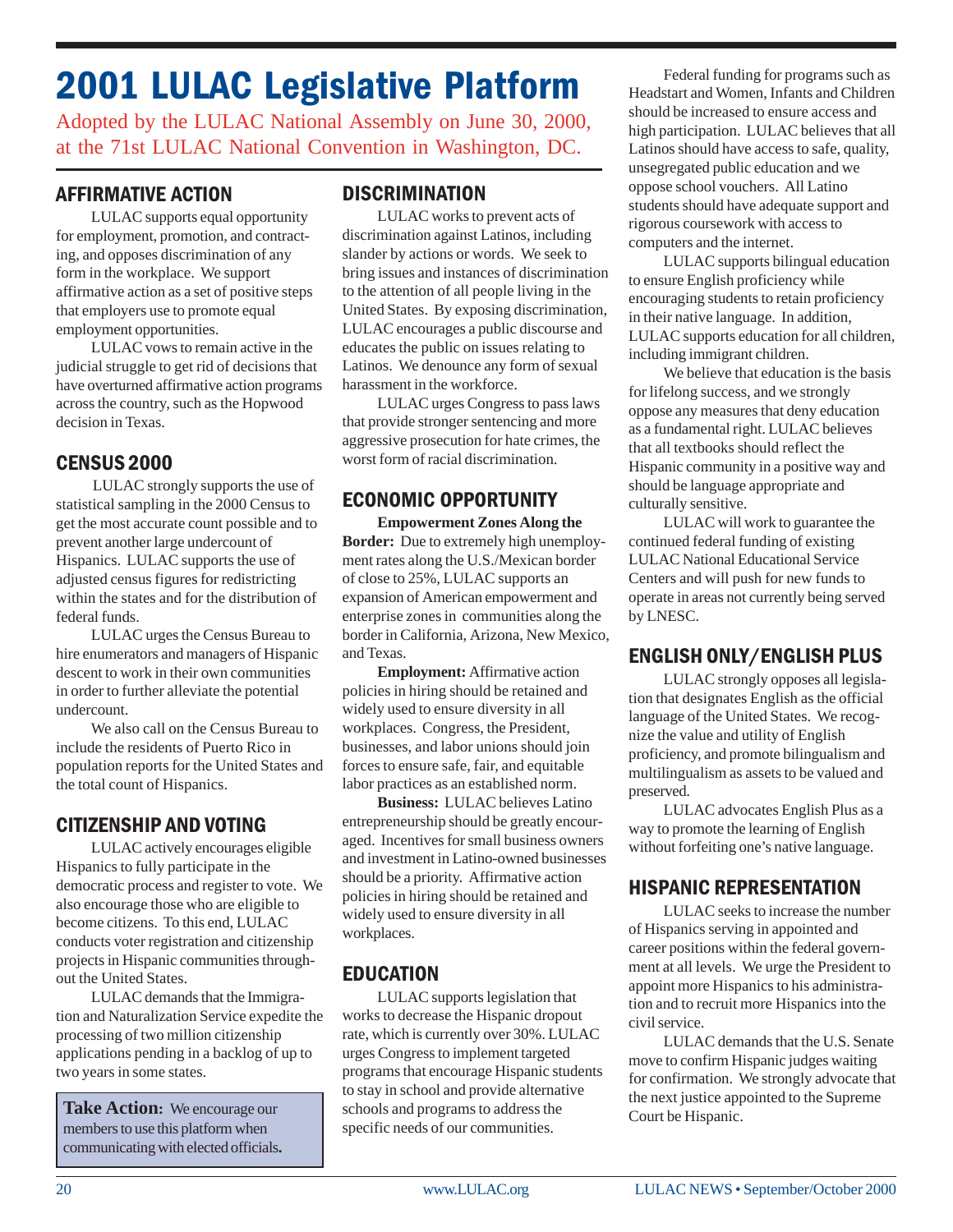# 2001 LULAC Legislative Platform

Adopted by the LULAC National Assembly on June 30, 2000, at the 71st LULAC National Convention in Washington, DC.

## AFFIRMATIVE ACTION

LULAC supports equal opportunity for employment, promotion, and contracting, and opposes discrimination of any form in the workplace. We support affirmative action as a set of positive steps that employers use to promote equal employment opportunities.

LULAC vows to remain active in the judicial struggle to get rid of decisions that have overturned affirmative action programs across the country, such as the Hopwood decision in Texas.

## CENSUS 2000

LULAC strongly supports the use of statistical sampling in the 2000 Census to get the most accurate count possible and to prevent another large undercount of Hispanics. LULAC supports the use of adjusted census figures for redistricting within the states and for the distribution of federal funds.

LULAC urges the Census Bureau to hire enumerators and managers of Hispanic descent to work in their own communities in order to further alleviate the potential undercount.

We also call on the Census Bureau to include the residents of Puerto Rico in population reports for the United States and the total count of Hispanics.

## CITIZENSHIP AND VOTING

LULAC actively encourages eligible Hispanics to fully participate in the democratic process and register to vote. We also encourage those who are eligible to become citizens. To this end, LULAC conducts voter registration and citizenship projects in Hispanic communities throughout the United States.

LULAC demands that the Immigration and Naturalization Service expedite the processing of two million citizenship applications pending in a backlog of up to two years in some states.

**Take Action:** We encourage our members to use this platform when communicating with elected officials**.**

## DISCRIMINATION

LULAC works to prevent acts of discrimination against Latinos, including slander by actions or words. We seek to bring issues and instances of discrimination to the attention of all people living in the United States. By exposing discrimination, LULAC encourages a public discourse and educates the public on issues relating to Latinos. We denounce any form of sexual harassment in the workforce.

LULAC urges Congress to pass laws that provide stronger sentencing and more aggressive prosecution for hate crimes, the worst form of racial discrimination.

## ECONOMIC OPPORTUNITY

**Empowerment Zones Along the Border:** Due to extremely high unemployment rates along the U.S./Mexican border of close to 25%, LULAC supports an expansion of American empowerment and enterprise zones in communities along the border in California, Arizona, New Mexico, and Texas.

**Employment:** Affirmative action policies in hiring should be retained and widely used to ensure diversity in all workplaces. Congress, the President, businesses, and labor unions should join forces to ensure safe, fair, and equitable labor practices as an established norm.

**Business:** LULAC believes Latino entrepreneurship should be greatly encouraged. Incentives for small business owners and investment in Latino-owned businesses should be a priority. Affirmative action policies in hiring should be retained and widely used to ensure diversity in all workplaces.

## EDUCATION

LULAC supports legislation that works to decrease the Hispanic dropout rate, which is currently over 30%. LULAC urges Congress to implement targeted programs that encourage Hispanic students to stay in school and provide alternative schools and programs to address the specific needs of our communities.

Federal funding for programs such as Headstart and Women, Infants and Children should be increased to ensure access and high participation. LULAC believes that all Latinos should have access to safe, quality, unsegregated public education and we oppose school vouchers. All Latino students should have adequate support and rigorous coursework with access to computers and the internet.

LULAC supports bilingual education to ensure English proficiency while encouraging students to retain proficiency in their native language. In addition, LULAC supports education for all children, including immigrant children.

We believe that education is the basis for lifelong success, and we strongly oppose any measures that deny education as a fundamental right. LULAC believes that all textbooks should reflect the Hispanic community in a positive way and should be language appropriate and culturally sensitive.

LULAC will work to guarantee the continued federal funding of existing LULAC National Educational Service Centers and will push for new funds to operate in areas not currently being served by LNESC.

## ENGLISH ONLY/ENGLISH PLUS

LULAC strongly opposes all legislation that designates English as the official language of the United States. We recognize the value and utility of English proficiency, and promote bilingualism and multilingualism as assets to be valued and preserved.

LULAC advocates English Plus as a way to promote the learning of English without forfeiting one's native language.

## HISPANIC REPRESENTATION

LULAC seeks to increase the number of Hispanics serving in appointed and career positions within the federal government at all levels. We urge the President to appoint more Hispanics to his administration and to recruit more Hispanics into the civil service.

LULAC demands that the U.S. Senate move to confirm Hispanic judges waiting for confirmation. We strongly advocate that the next justice appointed to the Supreme Court be Hispanic.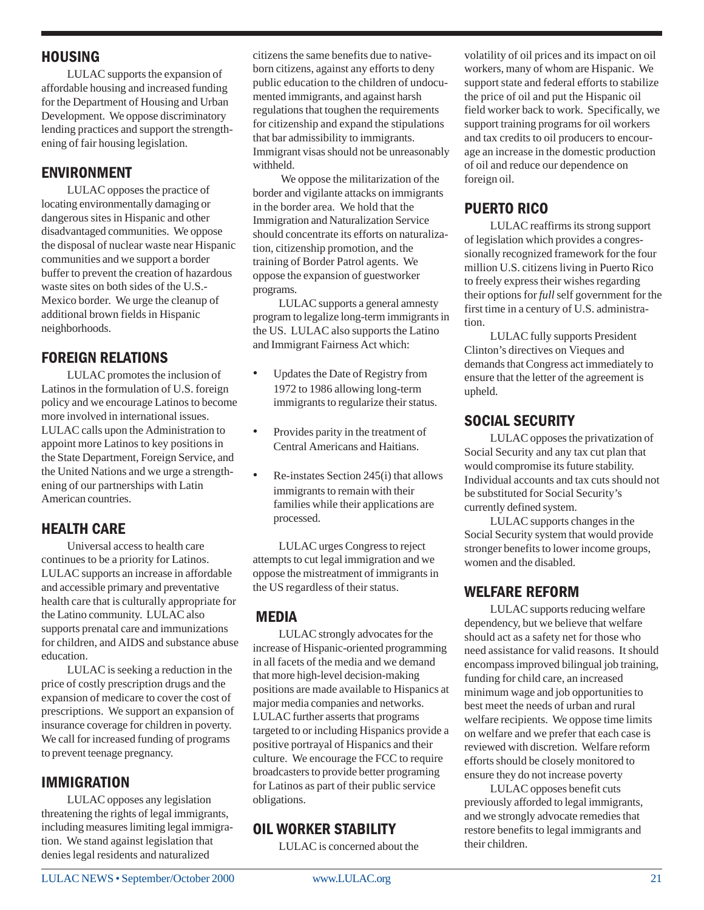## HOUSING

LULAC supports the expansion of affordable housing and increased funding for the Department of Housing and Urban Development. We oppose discriminatory lending practices and support the strengthening of fair housing legislation.

## ENVIRONMENT

LULAC opposes the practice of locating environmentally damaging or dangerous sites in Hispanic and other disadvantaged communities. We oppose the disposal of nuclear waste near Hispanic communities and we support a border buffer to prevent the creation of hazardous waste sites on both sides of the U.S.-Mexico border. We urge the cleanup of additional brown fields in Hispanic neighborhoods.

## FOREIGN RELATIONS

LULAC promotes the inclusion of Latinos in the formulation of U.S. foreign policy and we encourage Latinos to become more involved in international issues. LULAC calls upon the Administration to appoint more Latinos to key positions in the State Department, Foreign Service, and the United Nations and we urge a strengthening of our partnerships with Latin American countries.

## HEALTH CARE

Universal access to health care continues to be a priority for Latinos. LULAC supports an increase in affordable and accessible primary and preventative health care that is culturally appropriate for the Latino community. LULAC also supports prenatal care and immunizations for children, and AIDS and substance abuse education.

LULAC is seeking a reduction in the price of costly prescription drugs and the expansion of medicare to cover the cost of prescriptions. We support an expansion of insurance coverage for children in poverty. We call for increased funding of programs to prevent teenage pregnancy.

## IMMIGRATION

LULAC opposes any legislation threatening the rights of legal immigrants, including measures limiting legal immigration. We stand against legislation that denies legal residents and naturalized citizens the same benefits due to native-born citizens, against any efforts to deny public education to the children of undocumented immigrants, and against harsh regulations that toughen the requirements for citizenship and expand the stipulations that bar admissibility to immigrants. Immigrant visas should not be unreasonably withheld.

We oppose the militarization of the border and vigilante attacks on immigrants in the border area. We hold that the Immigration and Naturalization Service should concentrate its efforts on naturalization, citizenship promotion, and the training of Border Patrol agents. We oppose the expansion of guestworker programs.

LULAC supports a general amnesty program to legalize long-term immigrants in the US. LULAC also supports the Latino and Immigrant Fairness Act which:

- Updates the Date of Registry from 1972 to 1986 allowing long-term immigrants to regularize their status.
- Provides parity in the treatment of Central Americans and Haitians.
- Re-instates Section 245(i) that allows immigrants to remain with their families while their applications are processed.

LULAC urges Congress to reject attempts to cut legal immigration and we oppose the mistreatment of immigrants in the US regardless of their status.

## MEDIA

LULAC strongly advocates for the increase of Hispanic-oriented programming in all facets of the media and we demand that more high-level decision-making positions are made available to Hispanics at major media companies and networks. LULAC further asserts that programs targeted to or including Hispanics provide a positive portrayal of Hispanics and their culture. We encourage the FCC to require broadcasters to provide better programing for Latinos as part of their public service obligations.

## OIL WORKER STABILITY

LULAC is concerned about the volatility of oil prices and its impact on oil workers, many of whom are Hispanic. We support state and federal efforts to stabilize the price of oil and put the Hispanic oil field worker back to work. Specifically, we support training programs for oil workers and tax credits to oil producers to encourage an increase in the domestic production of oil and reduce our dependence on foreign oil.

## PUERTO RICO

LULAC reaffirms its strong support of legislation which provides a congressionally recognized framework for the four million U.S. citizens living in Puerto Rico to freely express their wishes regarding their options for *full* self government for the first time in a century of U.S. administration.

LULAC fully supports President Clinton's directives on Vieques and demands that Congress act immediately to ensure that the letter of the agreement is upheld.

## SOCIAL SECURITY

LULAC opposes the privatization of Social Security and any tax cut plan that would compromise its future stability. Individual accounts and tax cuts should not be substituted for Social Security's currently defined system.

LULAC supports changes in the Social Security system that would provide stronger benefits to lower income groups, women and the disabled.

## WELFARE REFORM

LULAC supports reducing welfare dependency, but we believe that welfare should act as a safety net for those who need assistance for valid reasons. It should encompass improved bilingual job training, funding for child care, an increased minimum wage and job opportunities to best meet the needs of urban and rural welfare recipients. We oppose time limits on welfare and we prefer that each case is reviewed with discretion. Welfare reform efforts should be closely monitored to ensure they do not increase poverty

LULAC opposes benefit cuts previously afforded to legal immigrants, and we strongly advocate remedies that restore benefits to legal immigrants and their children.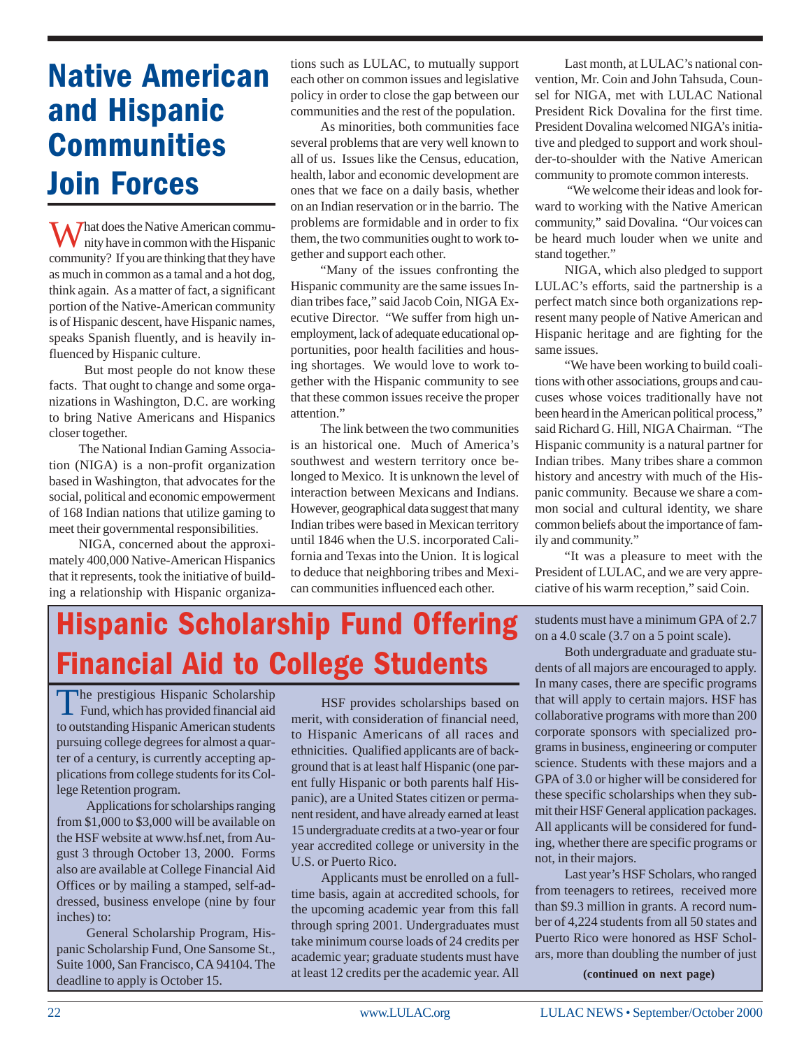# Native American and Hispanic Communities Join Forces

What does the Native American community have in common with the Hispanic community? If you are thinking that they have as much in common as a tamal and a hot dog, think again. As a matter of fact, a significant portion of the Native-American community is of Hispanic descent, have Hispanic names, speaks Spanish fluently, and is heavily influenced by Hispanic culture.

But most people do not know these facts. That ought to change and some organizations in Washington, D.C. are working to bring Native Americans and Hispanics closer together.

The National Indian Gaming Association (NIGA) is a non-profit organization based in Washington, that advocates for the social, political and economic empowerment of 168 Indian nations that utilize gaming to meet their governmental responsibilities.

NIGA, concerned about the approximately 400,000 Native-American Hispanics that it represents, took the initiative of building a relationship with Hispanic organizations such as LULAC, to mutually support each other on common issues and legislative policy in order to close the gap between our communities and the rest of the population.

As minorities, both communities face several problems that are very well known to all of us. Issues like the Census, education, health, labor and economic development are ones that we face on a daily basis, whether on an Indian reservation or in the barrio. The problems are formidable and in order to fix them, the two communities ought to work together and support each other.

"Many of the issues confronting the Hispanic community are the same issues Indian tribes face," said Jacob Coin, NIGA Executive Director. "We suffer from high unemployment, lack of adequate educational opportunities, poor health facilities and housing shortages. We would love to work together with the Hispanic community to see that these common issues receive the proper attention."

The link between the two communities is an historical one. Much of America's southwest and western territory once belonged to Mexico. It is unknown the level of interaction between Mexicans and Indians. However, geographical data suggest that many Indian tribes were based in Mexican territory until 1846 when the U.S. incorporated California and Texas into the Union. It is logical to deduce that neighboring tribes and Mexican communities influenced each other.

Last month, at LULAC's national convention, Mr. Coin and John Tahsuda, Counsel for NIGA, met with LULAC National President Rick Dovalina for the first time. President Dovalina welcomed NIGA's initiative and pledged to support and work shoulder-to-shoulder with the Native American community to promote common interests.

"We welcome their ideas and look forward to working with the Native American community," said Dovalina. "Our voices can be heard much louder when we unite and stand together."

NIGA, which also pledged to support LULAC's efforts, said the partnership is a perfect match since both organizations represent many people of Native American and Hispanic heritage and are fighting for the same issues.

"We have been working to build coalitions with other associations, groups and caucuses whose voices traditionally have not been heard in the American political process," said Richard G. Hill, NIGA Chairman. "The Hispanic community is a natural partner for Indian tribes. Many tribes share a common history and ancestry with much of the Hispanic community. Because we share a common social and cultural identity, we share common beliefs about the importance of family and community."

"It was a pleasure to meet with the President of LULAC, and we are very appreciative of his warm reception," said Coin.

# Hispanic Scholarship Fund Offering Financial Aid to College Students

The prestigious Hispanic Scholarship Fund, which has provided financial aid to outstanding Hispanic American students pursuing college degrees for almost a quarter of a century, is currently accepting applications from college students for its College Retention program.

Applications for scholarships ranging from $1,000 to $3,000 will be available on the HSF website at www.hsf.net, from August 3 through October 13, 2000. Forms also are available at College Financial Aid Offices or by mailing a stamped, self-addressed, business envelope (nine by four inches) to:

General Scholarship Program, Hispanic Scholarship Fund, One Sansome St., Suite 1000, San Francisco, CA 94104. The deadline to apply is October 15.

HSF provides scholarships based on merit, with consideration of financial need, to Hispanic Americans of all races and ethnicities. Qualified applicants are of background that is at least half Hispanic (one parent fully Hispanic or both parents half Hispanic), are a United States citizen or permanent resident, and have already earned at least 15 undergraduate credits at a two-year or four year accredited college or university in the U.S. or Puerto Rico.

Applicants must be enrolled on a full-time basis, again at accredited schools, for the upcoming academic year from this fall through spring 2001. Undergraduates must take minimum course loads of 24 credits per academic year; graduate students must have at least 12 credits per the academic year. All students must have a minimum GPA of 2.7 on a 4.0 scale (3.7 on a 5 point scale).

Both undergraduate and graduate students of all majors are encouraged to apply. In many cases, there are specific programs that will apply to certain majors. HSF has collaborative programs with more than 200 corporate sponsors with specialized programs in business, engineering or computer science. Students with these majors and a GPA of 3.0 or higher will be considered for these specific scholarships when they submit their HSF General application packages. All applicants will be considered for funding, whether there are specific programs or not, in their majors.

Last year's HSF Scholars, who ranged from teenagers to retirees, received more than $9.3 million in grants. A record number of 4,224 students from all 50 states and Puerto Rico were honored as HSF Scholars, more than doubling the number of just

**(continued on next page)**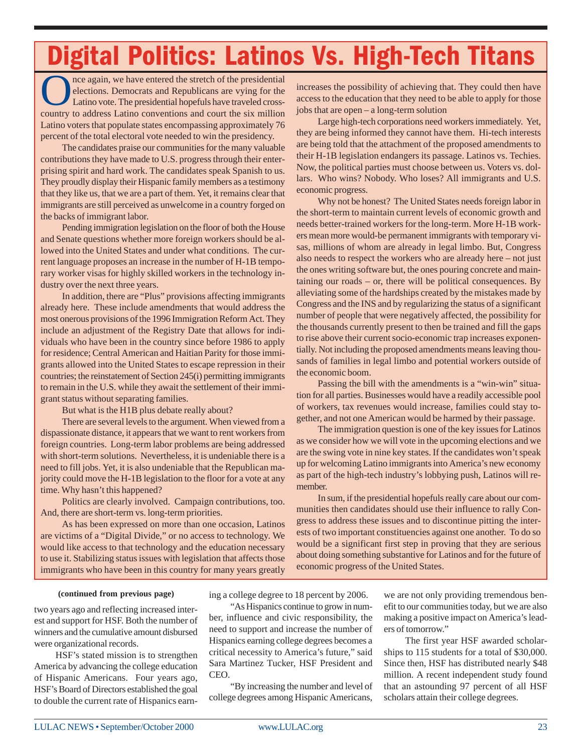# Digital Politics: Latinos Vs. High-Tech Titans

Once again, we have entered the stretch of the presidential elections. Democrats and Republicans are vying for the Latino vote. The presidential hopefuls have traveled cross-country to address Latino conventions and court the six million Latino voters that populate states encompassing approximately 76 percent of the total electoral vote needed to win the presidency.

The candidates praise our communities for the many valuable contributions they have made to U.S. progress through their enterprising spirit and hard work. The candidates speak Spanish to us. They proudly display their Hispanic family members as a testimony that they like us, that we are a part of them. Yet, it remains clear that immigrants are still perceived as unwelcome in a country forged on the backs of immigrant labor.

Pending immigration legislation on the floor of both the House and Senate questions whether more foreign workers should be allowed into the United States and under what conditions. The current language proposes an increase in the number of H-1B temporary worker visas for highly skilled workers in the technology industry over the next three years.

In addition, there are "Plus" provisions affecting immigrants already here. These include amendments that would address the most onerous provisions of the 1996 Immigration Reform Act. They include an adjustment of the Registry Date that allows for individuals who have been in the country since before 1986 to apply for residence; Central American and Haitian Parity for those immigrants allowed into the United States to escape repression in their countries; the reinstatement of Section 245(i) permitting immigrants to remain in the U.S. while they await the settlement of their immigrant status without separating families.

But what is the H1B plus debate really about?

There are several levels to the argument. When viewed from a dispassionate distance, it appears that we want to rent workers from foreign countries. Long-term labor problems are being addressed with short-term solutions. Nevertheless, it is undeniable there is a need to fill jobs. Yet, it is also undeniable that the Republican majority could move the H-1B legislation to the floor for a vote at any time. Why hasn't this happened?

Politics are clearly involved. Campaign contributions, too. And, there are short-term vs. long-term priorities.

As has been expressed on more than one occasion, Latinos are victims of a "Digital Divide," or no access to technology. We would like access to that technology and the education necessary to use it. Stabilizing status issues with legislation that affects those immigrants who have been in this country for many years greatly increases the possibility of achieving that. They could then have access to the education that they need to be able to apply for those jobs that are open – a long-term solution

Large high-tech corporations need workers immediately. Yet, they are being informed they cannot have them. Hi-tech interests are being told that the attachment of the proposed amendments to their H-1B legislation endangers its passage. Latinos vs. Techies. Now, the political parties must choose between us. Voters vs. dollars. Who wins? Nobody. Who loses? All immigrants and U.S. economic progress.

Why not be honest? The United States needs foreign labor in the short-term to maintain current levels of economic growth and needs better-trained workers for the long-term. More H-1B workers mean more would-be permanent immigrants with temporary visas, millions of whom are already in legal limbo. But, Congress also needs to respect the workers who are already here – not just the ones writing software but, the ones pouring concrete and maintaining our roads – or, there will be political consequences. By alleviating some of the hardships created by the mistakes made by Congress and the INS and by regularizing the status of a significant number of people that were negatively affected, the possibility for the thousands currently present to then be trained and fill the gaps to rise above their current socio-economic trap increases exponentially. Not including the proposed amendments means leaving thousands of families in legal limbo and potential workers outside of the economic boom.

Passing the bill with the amendments is a "win-win" situation for all parties. Businesses would have a readily accessible pool of workers, tax revenues would increase, families could stay together, and not one American would be harmed by their passage.

The immigration question is one of the key issues for Latinos as we consider how we will vote in the upcoming elections and we are the swing vote in nine key states. If the candidates won't speak up for welcoming Latino immigrants into America's new economy as part of the high-tech industry's lobbying push, Latinos will remember.

In sum, if the presidential hopefuls really care about our communities then candidates should use their influence to rally Congress to address these issues and to discontinue pitting the interests of two important constituencies against one another. To do so would be a significant first step in proving that they are serious about doing something substantive for Latinos and for the future of economic progress of the United States.

**(continued from previous page)**

two years ago and reflecting increased interest and support for HSF. Both the number of winners and the cumulative amount disbursed were organizational records.

HSF's stated mission is to strengthen America by advancing the college education of Hispanic Americans. Four years ago, HSF's Board of Directors established the goal to double the current rate of Hispanics earning a college degree to 18 percent by 2006.

"As Hispanics continue to grow in number, influence and civic responsibility, the need to support and increase the number of Hispanics earning college degrees becomes a critical necessity to America's future," said Sara Martinez Tucker, HSF President and CEO.

"By increasing the number and level of college degrees among Hispanic Americans, we are not only providing tremendous benefit to our communities today, but we are also making a positive impact on America's leaders of tomorrow."

The first year HSF awarded scholarships to 115 students for a total of $30,000. Since then, HSF has distributed nearly $48 million. A recent independent study found that an astounding 97 percent of all HSF scholars attain their college degrees.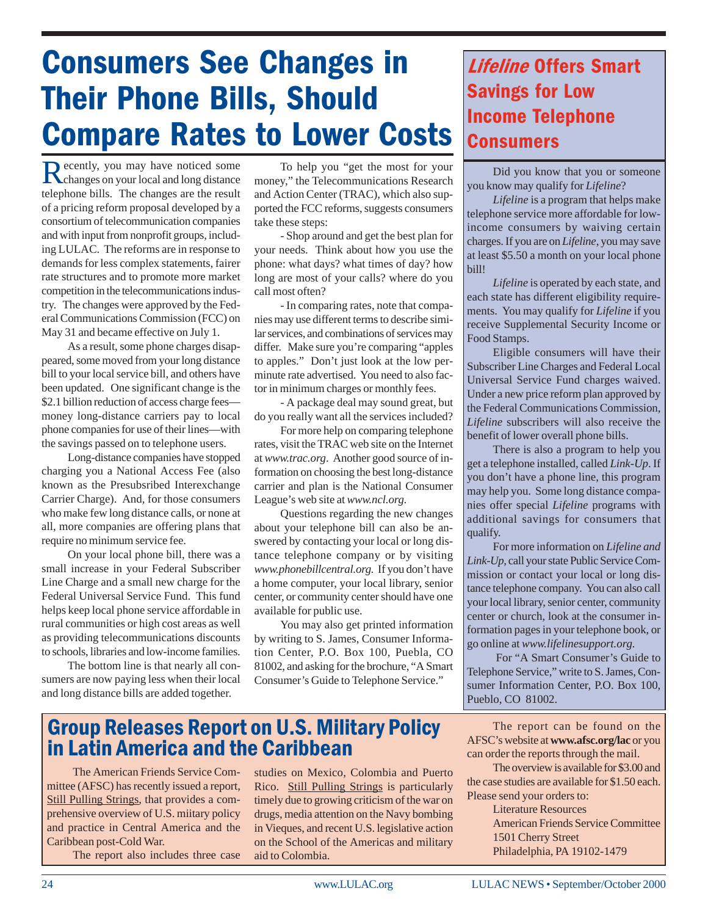# Consumers See Changes in Their Phone Bills, Should Compare Rates to Lower Costs

Recently, you may have noticed some changes on your local and long distance telephone bills. The changes are the result of a pricing reform proposal developed by a consortium of telecommunication companies and with input from nonprofit groups, including LULAC. The reforms are in response to demands for less complex statements, fairer rate structures and to promote more market competition in the telecommunications industry. The changes were approved by the Federal Communications Commission (FCC) on May 31 and became effective on July 1.

As a result, some phone charges disappeared, some moved from your long distance bill to your local service bill, and others have been updated. One significant change is the $2.1 billion reduction of access charge fees—money long-distance carriers pay to local phone companies for use of their lines—with the savings passed on to telephone users.

Long-distance companies have stopped charging you a National Access Fee (also known as the Presubsribed Interexchange Carrier Charge). And, for those consumers who make few long distance calls, or none at all, more companies are offering plans that require no minimum service fee.

On your local phone bill, there was a small increase in your Federal Subscriber Line Charge and a small new charge for the Federal Universal Service Fund. This fund helps keep local phone service affordable in rural communities or high cost areas as well as providing telecommunications discounts to schools, libraries and low-income families.

The bottom line is that nearly all consumers are now paying less when their local and long distance bills are added together.

To help you "get the most for your money," the Telecommunications Research and Action Center (TRAC), which also supported the FCC reforms, suggests consumers take these steps:

- Shop around and get the best plan for your needs. Think about how you use the phone: what days? what times of day? how long are most of your calls? where do you call most often?

- In comparing rates, note that companies may use different terms to describe similar services, and combinations of services may differ. Make sure you're comparing "apples to apples." Don't just look at the low per-minute rate advertised. You need to also factor in minimum charges or monthly fees.

- A package deal may sound great, but do you really want all the services included?

For more help on comparing telephone rates, visit the TRAC web site on the Internet at *www.trac.org*. Another good source of information on choosing the best long-distance carrier and plan is the National Consumer League's web site at *www.ncl.org.*

Questions regarding the new changes about your telephone bill can also be answered by contacting your local or long distance telephone company or by visiting *www.phonebillcentral.org.* If you don't have a home computer, your local library, senior center, or community center should have one available for public use.

You may also get printed information by writing to S. James, Consumer Information Center, P.O. Box 100, Puebla, CO 81002, and asking for the brochure, "A Smart Consumer's Guide to Telephone Service."

## *Lifeline* Offers Smart Savings for Low Income Telephone Consumers

Did you know that you or someone you know may qualify for *Lifeline*?

*Lifeline* is a program that helps make telephone service more affordable for low-income consumers by waiving certain charges. If you are on *Lifeline*, you may save at least $5.50 a month on your local phone bill!

*Lifeline* is operated by each state, and each state has different eligibility requirements. You may qualify for *Lifeline* if you receive Supplemental Security Income or Food Stamps.

Eligible consumers will have their Subscriber Line Charges and Federal Local Universal Service Fund charges waived. Under a new price reform plan approved by the Federal Communications Commission, *Lifeline* subscribers will also receive the benefit of lower overall phone bills.

There is also a program to help you get a telephone installed, called *Link-Up*. If you don't have a phone line, this program may help you. Some long distance companies offer special *Lifeline* programs with additional savings for consumers that qualify.

For more information on *Lifeline and Link-Up*, call your state Public Service Commission or contact your local or long distance telephone company. You can also call your local library, senior center, community center or church, look at the consumer information pages in your telephone book, or go online at *www.lifelinesupport.org.*

For "A Smart Consumer's Guide to Telephone Service," write to S. James, Consumer Information Center, P.O. Box 100, Pueblo, CO 81002.

## Group Releases Report on U.S. Military Policy in Latin America and the Caribbean

The American Friends Service Committee (AFSC) has recently issued a report, Still Pulling Strings, that provides a comprehensive overview of U.S. miitary policy and practice in Central America and the Caribbean post-Cold War.

The report also includes three case studies on Mexico, Colombia and Puerto Rico. Still Pulling Strings is particularly timely due to growing criticism of the war on drugs, media attention on the Navy bombing in Vieques, and recent U.S. legislative action on the School of the Americas and military aid to Colombia.

The report can be found on the AFSC's website at **www.afsc.org/lac** or you can order the reports through the mail.

The overview is available for $3.00 and the case studies are available for $1.50 each. Please send your orders to:

Literature Resources
American Friends Service Committee
1501 Cherry Street
Philadelphia, PA 19102-1479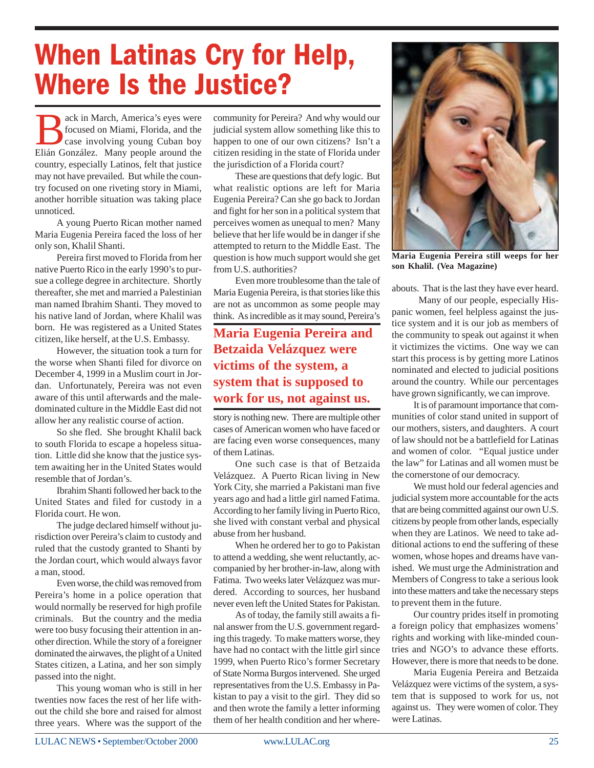# When Latinas Cry for Help, Where Is the Justice?

Back in March, America's eyes were focused on Miami, Florida, and the case involving young Cuban boy Elián González. Many people around the country, especially Latinos, felt that justice may not have prevailed. But while the country focused on one riveting story in Miami, another horrible situation was taking place unnoticed.

A young Puerto Rican mother named Maria Eugenia Pereira faced the loss of her only son, Khalil Shanti.

Pereira first moved to Florida from her native Puerto Rico in the early 1990's to pursue a college degree in architecture. Shortly thereafter, she met and married a Palestinian man named Ibrahim Shanti. They moved to his native land of Jordan, where Khalil was born. He was registered as a United States citizen, like herself, at the U.S. Embassy.

However, the situation took a turn for the worse when Shanti filed for divorce on December 4, 1999 in a Muslim court in Jordan. Unfortunately, Pereira was not even aware of this until afterwards and the male-dominated culture in the Middle East did not allow her any realistic course of action.

So she fled. She brought Khalil back to south Florida to escape a hopeless situation. Little did she know that the justice system awaiting her in the United States would resemble that of Jordan's.

Ibrahim Shanti followed her back to the United States and filed for custody in a Florida court. He won.

The judge declared himself without jurisdiction over Pereira's claim to custody and ruled that the custody granted to Shanti by the Jordan court, which would always favor a man, stood.

Even worse, the child was removed from Pereira's home in a police operation that would normally be reserved for high profile criminals. But the country and the media were too busy focusing their attention in another direction. While the story of a foreigner dominated the airwaves, the plight of a United States citizen, a Latina, and her son simply passed into the night.

This young woman who is still in her twenties now faces the rest of her life without the child she bore and raised for almost three years. Where was the support of the community for Pereira? And why would our judicial system allow something like this to happen to one of our own citizens? Isn't a citizen residing in the state of Florida under the jurisdiction of a Florida court?

These are questions that defy logic. But what realistic options are left for Maria Eugenia Pereira? Can she go back to Jordan and fight for her son in a political system that perceives women as unequal to men? Many believe that her life would be in danger if she attempted to return to the Middle East. The question is how much support would she get from U.S. authorities?

Even more troublesome than the tale of Maria Eugenia Pereira, is that stories like this are not as uncommon as some people may think. As incredible as it may sound, Pereira's story is nothing new. There are multiple other cases of American women who have faced or are facing even worse consequences, many of them Latinas.

**Maria Eugenia Pereira and Betzaida Velázquez were victims of the system, a system that is supposed to work for us, not against us.**

One such case is that of Betzaida Velázquez. A Puerto Rican living in New York City, she married a Pakistani man five years ago and had a little girl named Fatima. According to her family living in Puerto Rico, she lived with constant verbal and physical abuse from her husband.

When he ordered her to go to Pakistan to attend a wedding, she went reluctantly, accompanied by her brother-in-law, along with Fatima. Two weeks later Velázquez was murdered. According to sources, her husband never even left the United States for Pakistan.

As of today, the family still awaits a final answer from the U.S. government regarding this tragedy. To make matters worse, they have had no contact with the little girl since 1999, when Puerto Rico's former Secretary of State Norma Burgos intervened. She urged representatives from the U.S. Embassy in Pakistan to pay a visit to the girl. They did so and then wrote the family a letter informing them of her health condition and her whereabouts. That is the last they have ever heard.

Maria Eugenia Pereira still weeps for her son Khalil. (Vea Magazine)

Many of our people, especially Hispanic women, feel helpless against the justice system and it is our job as members of the community to speak out against it when it victimizes the victims. One way we can start this process is by getting more Latinos nominated and elected to judicial positions around the country. While our percentages have grown significantly, we can improve.

It is of paramount importance that communities of color stand united in support of our mothers, sisters, and daughters. A court of law should not be a battlefield for Latinas and women of color. "Equal justice under the law" for Latinas and all women must be the cornerstone of our democracy.

We must hold our federal agencies and judicial system more accountable for the acts that are being committed against our own U.S. citizens by people from other lands, especially when they are Latinas. We need to take additional actions to end the suffering of these women, whose hopes and dreams have vanished. We must urge the Administration and Members of Congress to take a serious look into these matters and take the necessary steps to prevent them in the future.

Our country prides itself in promoting a foreign policy that emphasizes womens' rights and working with like-minded countries and NGO's to advance these efforts. However, there is more that needs to be done.

Maria Eugenia Pereira and Betzaida Velázquez were victims of the system, a system that is supposed to work for us, not against us. They were women of color. They were Latinas.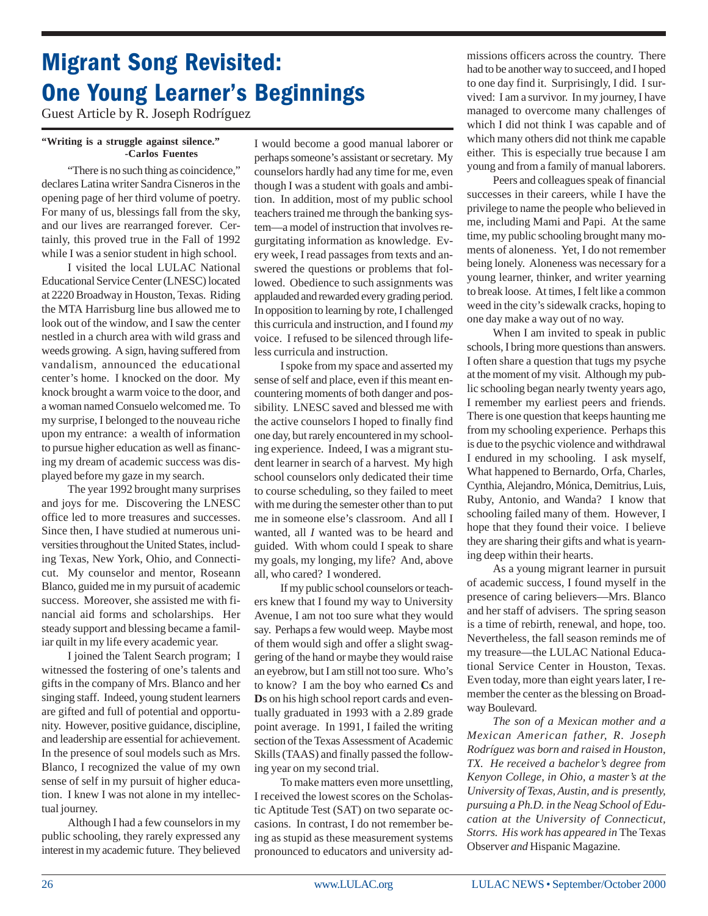# Migrant Song Revisited: One Young Learner's Beginnings

Guest Article by R. Joseph Rodríguez

**"Writing is a struggle against silence."**
**-Carlos Fuentes**

"There is no such thing as coincidence," declares Latina writer Sandra Cisneros in the opening page of her third volume of poetry. For many of us, blessings fall from the sky, and our lives are rearranged forever. Certainly, this proved true in the Fall of 1992 while I was a senior student in high school.

I visited the local LULAC National Educational Service Center (LNESC) located at 2220 Broadway in Houston, Texas. Riding the MTA Harrisburg line bus allowed me to look out of the window, and I saw the center nestled in a church area with wild grass and weeds growing. A sign, having suffered from vandalism, announced the educational center's home. I knocked on the door. My knock brought a warm voice to the door, and a woman named Consuelo welcomed me. To my surprise, I belonged to the nouveau riche upon my entrance: a wealth of information to pursue higher education as well as financing my dream of academic success was displayed before my gaze in my search.

The year 1992 brought many surprises and joys for me. Discovering the LNESC office led to more treasures and successes. Since then, I have studied at numerous universities throughout the United States, including Texas, New York, Ohio, and Connecticut. My counselor and mentor, Roseann Blanco, guided me in my pursuit of academic success. Moreover, she assisted me with financial aid forms and scholarships. Her steady support and blessing became a familiar quilt in my life every academic year.

I joined the Talent Search program; I witnessed the fostering of one's talents and gifts in the company of Mrs. Blanco and her singing staff. Indeed, young student learners are gifted and full of potential and opportunity. However, positive guidance, discipline, and leadership are essential for achievement. In the presence of soul models such as Mrs. Blanco, I recognized the value of my own sense of self in my pursuit of higher education. I knew I was not alone in my intellectual journey.

Although I had a few counselors in my public schooling, they rarely expressed any interest in my academic future. They believed I would become a good manual laborer or perhaps someone's assistant or secretary. My counselors hardly had any time for me, even though I was a student with goals and ambition. In addition, most of my public school teachers trained me through the banking system—a model of instruction that involves regurgitating information as knowledge. Every week, I read passages from texts and answered the questions or problems that followed. Obedience to such assignments was applauded and rewarded every grading period. In opposition to learning by rote, I challenged this curricula and instruction, and I found *my* voice. I refused to be silenced through lifeless curricula and instruction.

I spoke from my space and asserted my sense of self and place, even if this meant encountering moments of both danger and possibility. LNESC saved and blessed me with the active counselors I hoped to finally find one day, but rarely encountered in my schooling experience. Indeed, I was a migrant student learner in search of a harvest. My high school counselors only dedicated their time to course scheduling, so they failed to meet with me during the semester other than to put me in someone else's classroom. And all I wanted, all *I* wanted was to be heard and guided. With whom could I speak to share my goals, my longing, my life? And, above all, who cared? I wondered.

If my public school counselors or teachers knew that I found my way to University Avenue, I am not too sure what they would say. Perhaps a few would weep. Maybe most of them would sigh and offer a slight swaggering of the hand or maybe they would raise an eyebrow, but I am still not too sure. Who's to know? I am the boy who earned **C**s and **D**s on his high school report cards and eventually graduated in 1993 with a 2.89 grade point average. In 1991, I failed the writing section of the Texas Assessment of Academic Skills (TAAS) and finally passed the following year on my second trial.

To make matters even more unsettling, I received the lowest scores on the Scholastic Aptitude Test (SAT) on two separate occasions. In contrast, I do not remember being as stupid as these measurement systems pronounced to educators and university admissions officers across the country. There had to be another way to succeed, and I hoped to one day find it. Surprisingly, I did. I survived: I am a survivor. In my journey, I have managed to overcome many challenges of which I did not think I was capable and of which many others did not think me capable either. This is especially true because I am young and from a family of manual laborers.

Peers and colleagues speak of financial successes in their careers, while I have the privilege to name the people who believed in me, including Mami and Papi. At the same time, my public schooling brought many moments of aloneness. Yet, I do not remember being lonely. Aloneness was necessary for a young learner, thinker, and writer yearning to break loose. At times, I felt like a common weed in the city's sidewalk cracks, hoping to one day make a way out of no way.

When I am invited to speak in public schools, I bring more questions than answers. I often share a question that tugs my psyche at the moment of my visit. Although my public schooling began nearly twenty years ago, I remember my earliest peers and friends. There is one question that keeps haunting me from my schooling experience. Perhaps this is due to the psychic violence and withdrawal I endured in my schooling. I ask myself, What happened to Bernardo, Orfa, Charles, Cynthia, Alejandro, Mónica, Demitrius, Luis, Ruby, Antonio, and Wanda? I know that schooling failed many of them. However, I hope that they found their voice. I believe they are sharing their gifts and what is yearning deep within their hearts.

As a young migrant learner in pursuit of academic success, I found myself in the presence of caring believers—Mrs. Blanco and her staff of advisers. The spring season is a time of rebirth, renewal, and hope, too. Nevertheless, the fall season reminds me of my treasure—the LULAC National Educational Service Center in Houston, Texas. Even today, more than eight years later, I remember the center as the blessing on Broadway Boulevard.

*The son of a Mexican mother and a Mexican American father, R. Joseph Rodríguez was born and raised in Houston, TX. He received a bachelor's degree from Kenyon College, in Ohio, a master's at the University of Texas, Austin, and is presently, pursuing a Ph.D. in the Neag School of Education at the University of Connecticut, Storrs. His work has appeared in* The Texas Observer *and* Hispanic Magazine.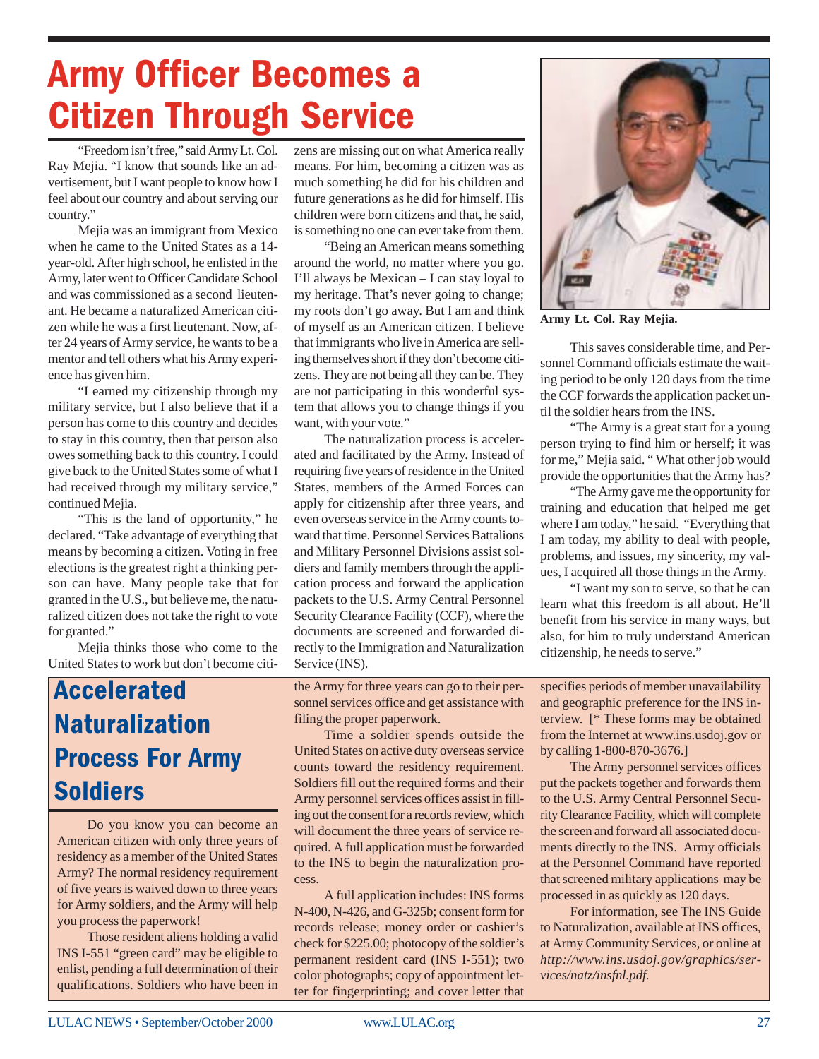# Army Officer Becomes a Citizen Through Service

"Freedom isn't free," said Army Lt. Col. Ray Mejia. "I know that sounds like an advertisement, but I want people to know how I feel about our country and about serving our country."

Mejia was an immigrant from Mexico when he came to the United States as a 14-year-old. After high school, he enlisted in the Army, later went to Officer Candidate School and was commissioned as a second lieutenant. He became a naturalized American citizen while he was a first lieutenant. Now, after 24 years of Army service, he wants to be a mentor and tell others what his Army experience has given him.

"I earned my citizenship through my military service, but I also believe that if a person has come to this country and decides to stay in this country, then that person also owes something back to this country. I could give back to the United States some of what I had received through my military service," continued Mejia.

"This is the land of opportunity," he declared. "Take advantage of everything that means by becoming a citizen. Voting in free elections is the greatest right a thinking person can have. Many people take that for granted in the U.S., but believe me, the naturalized citizen does not take the right to vote for granted."

Mejia thinks those who come to the United States to work but don't become citizens are missing out on what America really means. For him, becoming a citizen was as much something he did for his children and future generations as he did for himself. His children were born citizens and that, he said, is something no one can ever take from them.

"Being an American means something around the world, no matter where you go. I'll always be Mexican – I can stay loyal to my heritage. That's never going to change; my roots don't go away. But I am and think of myself as an American citizen. I believe that immigrants who live in America are selling themselves short if they don't become citizens. They are not being all they can be. They are not participating in this wonderful system that allows you to change things if you want, with your vote."

The naturalization process is accelerated and facilitated by the Army. Instead of requiring five years of residence in the United States, members of the Armed Forces can apply for citizenship after three years, and even overseas service in the Army counts toward that time. Personnel Services Battalions and Military Personnel Divisions assist soldiers and family members through the application process and forward the application packets to the U.S. Army Central Personnel Security Clearance Facility (CCF), where the documents are screened and forwarded directly to the Immigration and Naturalization Service (INS).

**Army Lt. Col. Ray Mejia.**

This saves considerable time, and Personnel Command officials estimate the waiting period to be only 120 days from the time the CCF forwards the application packet until the soldier hears from the INS.

"The Army is a great start for a young person trying to find him or herself; it was for me," Mejia said. " What other job would provide the opportunities that the Army has?

"The Army gave me the opportunity for training and education that helped me get where I am today," he said. "Everything that I am today, my ability to deal with people, problems, and issues, my sincerity, my values, I acquired all those things in the Army.

"I want my son to serve, so that he can learn what this freedom is all about. He'll benefit from his service in many ways, but also, for him to truly understand American citizenship, he needs to serve."

## Accelerated Naturalization Process For Army Soldiers

Do you know you can become an American citizen with only three years of residency as a member of the United States Army? The normal residency requirement of five years is waived down to three years for Army soldiers, and the Army will help you process the paperwork!

Those resident aliens holding a valid INS I-551 "green card" may be eligible to enlist, pending a full determination of their qualifications. Soldiers who have been in the Army for three years can go to their personnel services office and get assistance with filing the proper paperwork.

Time a soldier spends outside the United States on active duty overseas service counts toward the residency requirement. Soldiers fill out the required forms and their Army personnel services offices assist in filling out the consent for a records review, which will document the three years of service required. A full application must be forwarded to the INS to begin the naturalization process.

A full application includes: INS forms N-400, N-426, and G-325b; consent form for records release; money order or cashier's check for $225.00; photocopy of the soldier's permanent resident card (INS I-551); two color photographs; copy of appointment letter for fingerprinting; and cover letter that specifies periods of member unavailability and geographic preference for the INS interview. [* These forms may be obtained from the Internet at www.ins.usdoj.gov or by calling 1-800-870-3676.]

The Army personnel services offices put the packets together and forwards them to the U.S. Army Central Personnel Security Clearance Facility, which will complete the screen and forward all associated documents directly to the INS. Army officials at the Personnel Command have reported that screened military applications may be processed in as quickly as 120 days.

For information, see The INS Guide to Naturalization, available at INS offices, at Army Community Services, or online at *http://www.ins.usdoj.gov/graphics/services/natz/insfnl.pdf.*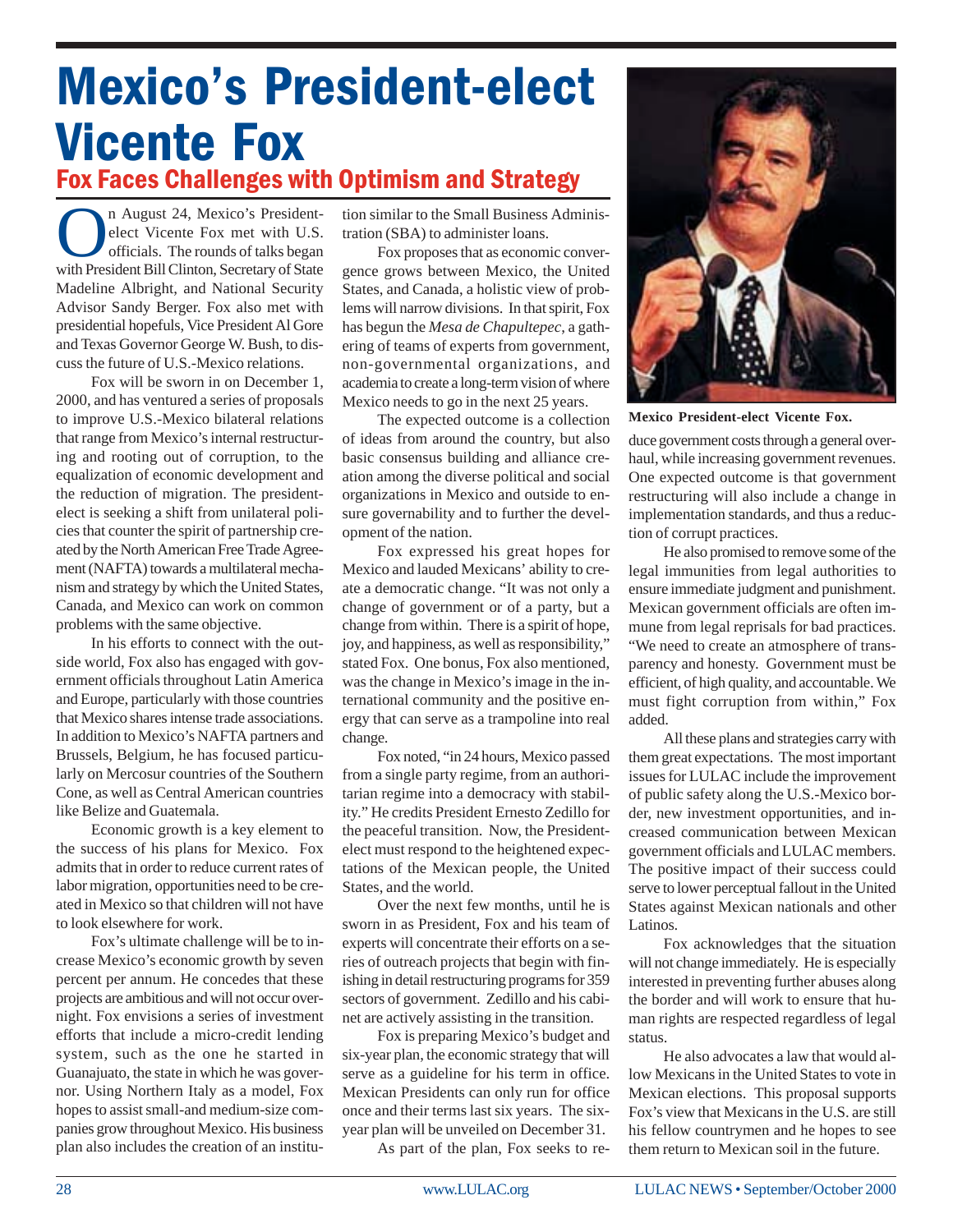# Mexico's President-elect Vicente Fox

## Fox Faces Challenges with Optimism and Strategy

On August 24, Mexico's President-elect Vicente Fox met with U.S. officials. The rounds of talks began with President Bill Clinton, Secretary of State Madeline Albright, and National Security Advisor Sandy Berger. Fox also met with presidential hopefuls, Vice President Al Gore and Texas Governor George W. Bush, to discuss the future of U.S.-Mexico relations.

Fox will be sworn in on December 1, 2000, and has ventured a series of proposals to improve U.S.-Mexico bilateral relations that range from Mexico's internal restructuring and rooting out of corruption, to the equalization of economic development and the reduction of migration. The president-elect is seeking a shift from unilateral policies that counter the spirit of partnership created by the North American Free Trade Agreement (NAFTA) towards a multilateral mechanism and strategy by which the United States, Canada, and Mexico can work on common problems with the same objective.

In his efforts to connect with the outside world, Fox also has engaged with government officials throughout Latin America and Europe, particularly with those countries that Mexico shares intense trade associations. In addition to Mexico's NAFTA partners and Brussels, Belgium, he has focused particularly on Mercosur countries of the Southern Cone, as well as Central American countries like Belize and Guatemala.

Economic growth is a key element to the success of his plans for Mexico. Fox admits that in order to reduce current rates of labor migration, opportunities need to be created in Mexico so that children will not have to look elsewhere for work.

Fox's ultimate challenge will be to increase Mexico's economic growth by seven percent per annum. He concedes that these projects are ambitious and will not occur overnight. Fox envisions a series of investment efforts that include a micro-credit lending system, such as the one he started in Guanajuato, the state in which he was governor. Using Northern Italy as a model, Fox hopes to assist small-and medium-size companies grow throughout Mexico. His business plan also includes the creation of an institution similar to the Small Business Administration (SBA) to administer loans.

Fox proposes that as economic convergence grows between Mexico, the United States, and Canada, a holistic view of problems will narrow divisions. In that spirit, Fox has begun the *Mesa de Chapultepec*, a gathering of teams of experts from government, non-governmental organizations, and academia to create a long-term vision of where Mexico needs to go in the next 25 years.

The expected outcome is a collection of ideas from around the country, but also basic consensus building and alliance creation among the diverse political and social organizations in Mexico and outside to ensure governability and to further the development of the nation.

Fox expressed his great hopes for Mexico and lauded Mexicans' ability to create a democratic change. "It was not only a change of government or of a party, but a change from within. There is a spirit of hope, joy, and happiness, as well as responsibility," stated Fox. One bonus, Fox also mentioned, was the change in Mexico's image in the international community and the positive energy that can serve as a trampoline into real change.

Fox noted, "in 24 hours, Mexico passed from a single party regime, from an authoritarian regime into a democracy with stability." He credits President Ernesto Zedillo for the peaceful transition. Now, the President-elect must respond to the heightened expectations of the Mexican people, the United States, and the world.

Over the next few months, until he is sworn in as President, Fox and his team of experts will concentrate their efforts on a series of outreach projects that begin with finishing in detail restructuring programs for 359 sectors of government. Zedillo and his cabinet are actively assisting in the transition.

Fox is preparing Mexico's budget and six-year plan, the economic strategy that will serve as a guideline for his term in office. Mexican Presidents can only run for office once and their terms last six years. The six-year plan will be unveiled on December 31.

As part of the plan, Fox seeks to reduce government costs through a general overhaul, while increasing government revenues. One expected outcome is that government restructuring will also include a change in implementation standards, and thus a reduction of corrupt practices.

**Mexico President-elect Vicente Fox.**

He also promised to remove some of the legal immunities from legal authorities to ensure immediate judgment and punishment. Mexican government officials are often immune from legal reprisals for bad practices. "We need to create an atmosphere of transparency and honesty. Government must be efficient, of high quality, and accountable. We must fight corruption from within," Fox added.

All these plans and strategies carry with them great expectations. The most important issues for LULAC include the improvement of public safety along the U.S.-Mexico border, new investment opportunities, and increased communication between Mexican government officials and LULAC members. The positive impact of their success could serve to lower perceptual fallout in the United States against Mexican nationals and other Latinos.

Fox acknowledges that the situation will not change immediately. He is especially interested in preventing further abuses along the border and will work to ensure that human rights are respected regardless of legal status.

He also advocates a law that would allow Mexicans in the United States to vote in Mexican elections. This proposal supports Fox's view that Mexicans in the U.S. are still his fellow countrymen and he hopes to see them return to Mexican soil in the future.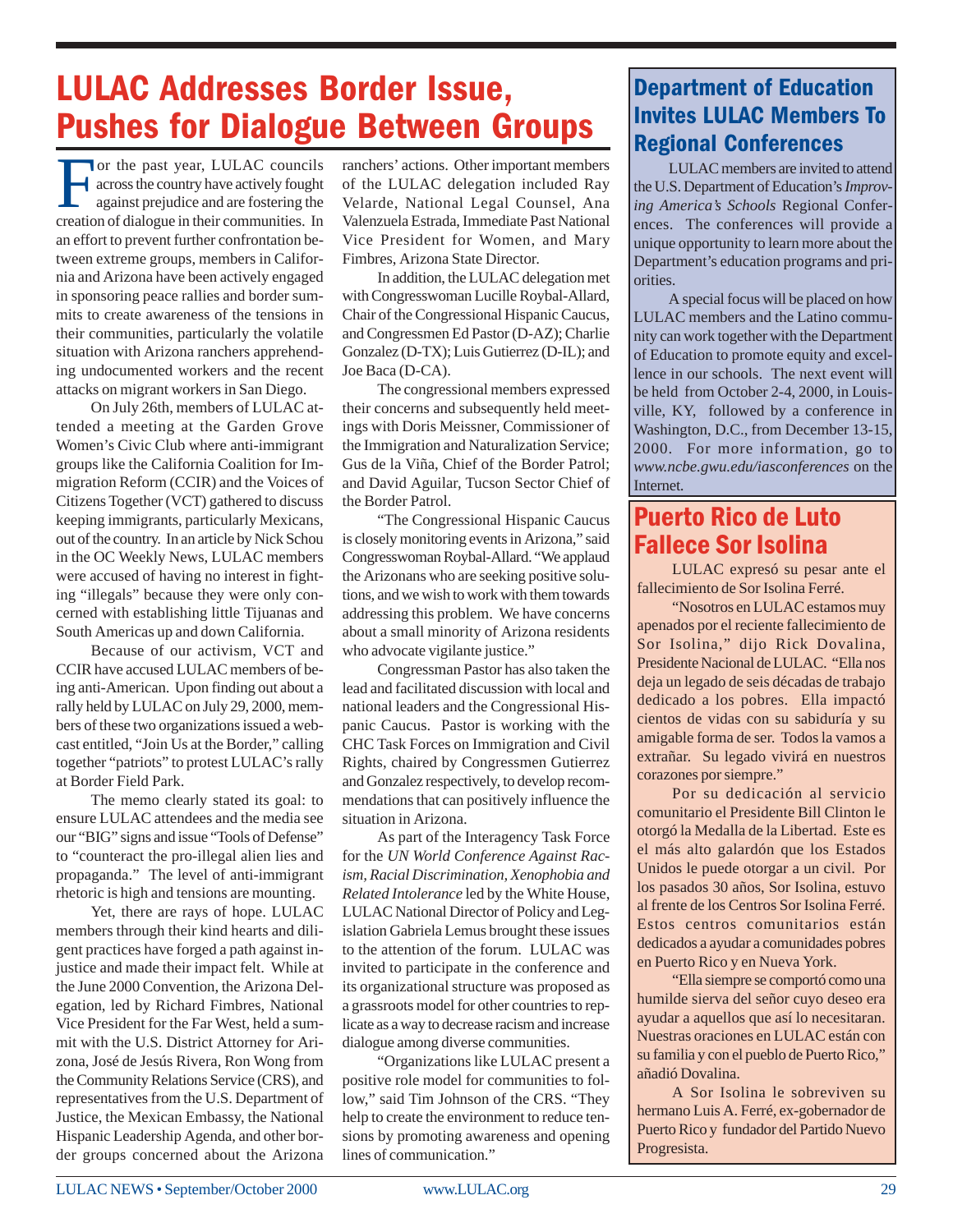# LULAC Addresses Border Issue, Pushes for Dialogue Between Groups

For the past year, LULAC councils across the country have actively fought against prejudice and are fostering the creation of dialogue in their communities. In an effort to prevent further confrontation between extreme groups, members in California and Arizona have been actively engaged in sponsoring peace rallies and border summits to create awareness of the tensions in their communities, particularly the volatile situation with Arizona ranchers apprehending undocumented workers and the recent attacks on migrant workers in San Diego.

On July 26th, members of LULAC attended a meeting at the Garden Grove Women's Civic Club where anti-immigrant groups like the California Coalition for Immigration Reform (CCIR) and the Voices of Citizens Together (VCT) gathered to discuss keeping immigrants, particularly Mexicans, out of the country. In an article by Nick Schou in the OC Weekly News, LULAC members were accused of having no interest in fighting "illegals" because they were only concerned with establishing little Tijuanas and South Americas up and down California.

Because of our activism, VCT and CCIR have accused LULAC members of being anti-American. Upon finding out about a rally held by LULAC on July 29, 2000, members of these two organizations issued a webcast entitled, "Join Us at the Border," calling together "patriots" to protest LULAC's rally at Border Field Park.

The memo clearly stated its goal: to ensure LULAC attendees and the media see our "BIG" signs and issue "Tools of Defense" to "counteract the pro-illegal alien lies and propaganda." The level of anti-immigrant rhetoric is high and tensions are mounting.

Yet, there are rays of hope. LULAC members through their kind hearts and diligent practices have forged a path against injustice and made their impact felt. While at the June 2000 Convention, the Arizona Delegation, led by Richard Fimbres, National Vice President for the Far West, held a summit with the U.S. District Attorney for Arizona, José de Jesús Rivera, Ron Wong from the Community Relations Service (CRS), and representatives from the U.S. Department of Justice, the Mexican Embassy, the National Hispanic Leadership Agenda, and other border groups concerned about the Arizona ranchers' actions. Other important members of the LULAC delegation included Ray Velarde, National Legal Counsel, Ana Valenzuela Estrada, Immediate Past National Vice President for Women, and Mary Fimbres, Arizona State Director.

In addition, the LULAC delegation met with Congresswoman Lucille Roybal-Allard, Chair of the Congressional Hispanic Caucus, and Congressmen Ed Pastor (D-AZ); Charlie Gonzalez (D-TX); Luis Gutierrez (D-IL); and Joe Baca (D-CA).

The congressional members expressed their concerns and subsequently held meetings with Doris Meissner, Commissioner of the Immigration and Naturalization Service; Gus de la Viña, Chief of the Border Patrol; and David Aguilar, Tucson Sector Chief of the Border Patrol.

"The Congressional Hispanic Caucus is closely monitoring events in Arizona," said Congresswoman Roybal-Allard. "We applaud the Arizonans who are seeking positive solutions, and we wish to work with them towards addressing this problem. We have concerns about a small minority of Arizona residents who advocate vigilante justice."

Congressman Pastor has also taken the lead and facilitated discussion with local and national leaders and the Congressional Hispanic Caucus. Pastor is working with the CHC Task Forces on Immigration and Civil Rights, chaired by Congressmen Gutierrez and Gonzalez respectively, to develop recommendations that can positively influence the situation in Arizona.

As part of the Interagency Task Force for the *UN World Conference Against Racism, Racial Discrimination, Xenophobia and Related Intolerance* led by the White House, LULAC National Director of Policy and Legislation Gabriela Lemus brought these issues to the attention of the forum. LULAC was invited to participate in the conference and its organizational structure was proposed as a grassroots model for other countries to replicate as a way to decrease racism and increase dialogue among diverse communities.

"Organizations like LULAC present a positive role model for communities to follow," said Tim Johnson of the CRS. "They help to create the environment to reduce tensions by promoting awareness and opening lines of communication."

## Department of Education Invites LULAC Members To Regional Conferences

LULAC members are invited to attend the U.S. Department of Education's *Improving America's Schools* Regional Conferences. The conferences will provide a unique opportunity to learn more about the Department's education programs and priorities.

A special focus will be placed on how LULAC members and the Latino community can work together with the Department of Education to promote equity and excellence in our schools. The next event will be held from October 2-4, 2000, in Louisville, KY, followed by a conference in Washington, D.C., from December 13-15, 2000. For more information, go to *www.ncbe.gwu.edu/iasconferences* on the Internet.

## Puerto Rico de Luto Fallece Sor Isolina

LULAC expresó su pesar ante el fallecimiento de Sor Isolina Ferré.

"Nosotros en LULAC estamos muy apenados por el reciente fallecimiento de Sor Isolina," dijo Rick Dovalina, Presidente Nacional de LULAC. "Ella nos deja un legado de seis décadas de trabajo dedicado a los pobres. Ella impactó cientos de vidas con su sabiduría y su amigable forma de ser. Todos la vamos a extrañar. Su legado vivirá en nuestros corazones por siempre."

Por su dedicación al servicio comunitario el Presidente Bill Clinton le otorgó la Medalla de la Libertad. Este es el más alto galardón que los Estados Unidos le puede otorgar a un civil. Por los pasados 30 años, Sor Isolina, estuvo al frente de los Centros Sor Isolina Ferré. Estos centros comunitarios están dedicados a ayudar a comunidades pobres en Puerto Rico y en Nueva York.

"Ella siempre se comportó como una humilde sierva del señor cuyo deseo era ayudar a aquellos que así lo necesitaran. Nuestras oraciones en LULAC están con su familia y con el pueblo de Puerto Rico," añadió Dovalina.

A Sor Isolina le sobreviven su hermano Luis A. Ferré, ex-gobernador de Puerto Rico y fundador del Partido Nuevo Progresista.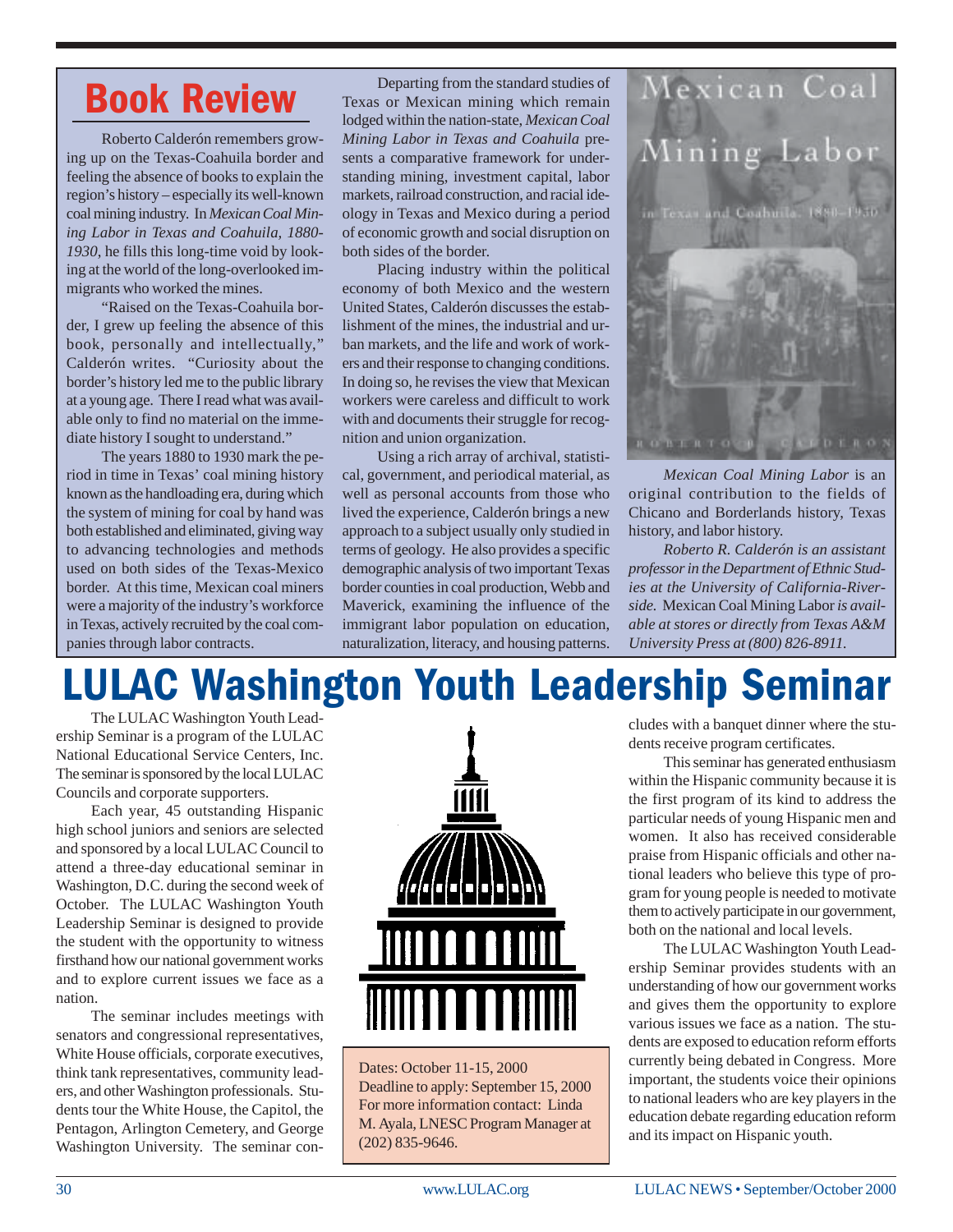# Book Review

Roberto Calderón remembers growing up on the Texas-Coahuila border and feeling the absence of books to explain the region's history – especially its well-known coal mining industry. In *Mexican Coal Mining Labor in Texas and Coahuila, 1880-1930*, he fills this long-time void by looking at the world of the long-overlooked immigrants who worked the mines.

"Raised on the Texas-Coahuila border, I grew up feeling the absence of this book, personally and intellectually," Calderón writes. "Curiosity about the border's history led me to the public library at a young age. There I read what was available only to find no material on the immediate history I sought to understand."

The years 1880 to 1930 mark the period in time in Texas' coal mining history known as the handloading era, during which the system of mining for coal by hand was both established and eliminated, giving way to advancing technologies and methods used on both sides of the Texas-Mexico border. At this time, Mexican coal miners were a majority of the industry's workforce in Texas, actively recruited by the coal companies through labor contracts.

Departing from the standard studies of Texas or Mexican mining which remain lodged within the nation-state, *Mexican Coal Mining Labor in Texas and Coahuila* presents a comparative framework for understanding mining, investment capital, labor markets, railroad construction, and racial ideology in Texas and Mexico during a period of economic growth and social disruption on both sides of the border.

Placing industry within the political economy of both Mexico and the western United States, Calderón discusses the establishment of the mines, the industrial and urban markets, and the life and work of workers and their response to changing conditions. In doing so, he revises the view that Mexican workers were careless and difficult to work with and documents their struggle for recognition and union organization.

Using a rich array of archival, statistical, government, and periodical material, as well as personal accounts from those who lived the experience, Calderón brings a new approach to a subject usually only studied in terms of geology. He also provides a specific demographic analysis of two important Texas border counties in coal production, Webb and Maverick, examining the influence of the immigrant labor population on education, naturalization, literacy, and housing patterns.

Mexican Coal Mining Labor in Texas and Coahuila, 1880–1930

Roberto R. Calderón

*Mexican Coal Mining Labor* is an original contribution to the fields of Chicano and Borderlands history, Texas history, and labor history.

*Roberto R. Calderón is an assistant professor in the Department of Ethnic Studies at the University of California-Riverside.* Mexican Coal Mining Labor *is available at stores or directly from Texas A&M University Press at (800) 826-8911.*

# LULAC Washington Youth Leadership Seminar

The LULAC Washington Youth Leadership Seminar is a program of the LULAC National Educational Service Centers, Inc. The seminar is sponsored by the local LULAC Councils and corporate supporters.

Each year, 45 outstanding Hispanic high school juniors and seniors are selected and sponsored by a local LULAC Council to attend a three-day educational seminar in Washington, D.C. during the second week of October. The LULAC Washington Youth Leadership Seminar is designed to provide the student with the opportunity to witness firsthand how our national government works and to explore current issues we face as a nation.

The seminar includes meetings with senators and congressional representatives, White House officials, corporate executives, think tank representatives, community leaders, and other Washington professionals. Students tour the White House, the Capitol, the Pentagon, Arlington Cemetery, and George Washington University. The seminar concludes with a banquet dinner where the students receive program certificates.

This seminar has generated enthusiasm within the Hispanic community because it is the first program of its kind to address the particular needs of young Hispanic men and women. It also has received considerable praise from Hispanic officials and other national leaders who believe this type of program for young people is needed to motivate them to actively participate in our government, both on the national and local levels.

The LULAC Washington Youth Leadership Seminar provides students with an understanding of how our government works and gives them the opportunity to explore various issues we face as a nation. The students are exposed to education reform efforts currently being debated in Congress. More important, the students voice their opinions to national leaders who are key players in the education debate regarding education reform and its impact on Hispanic youth.

Dates: October 11-15, 2000
Deadline to apply: September 15, 2000
For more information contact: Linda M. Ayala, LNESC Program Manager at (202) 835-9646.